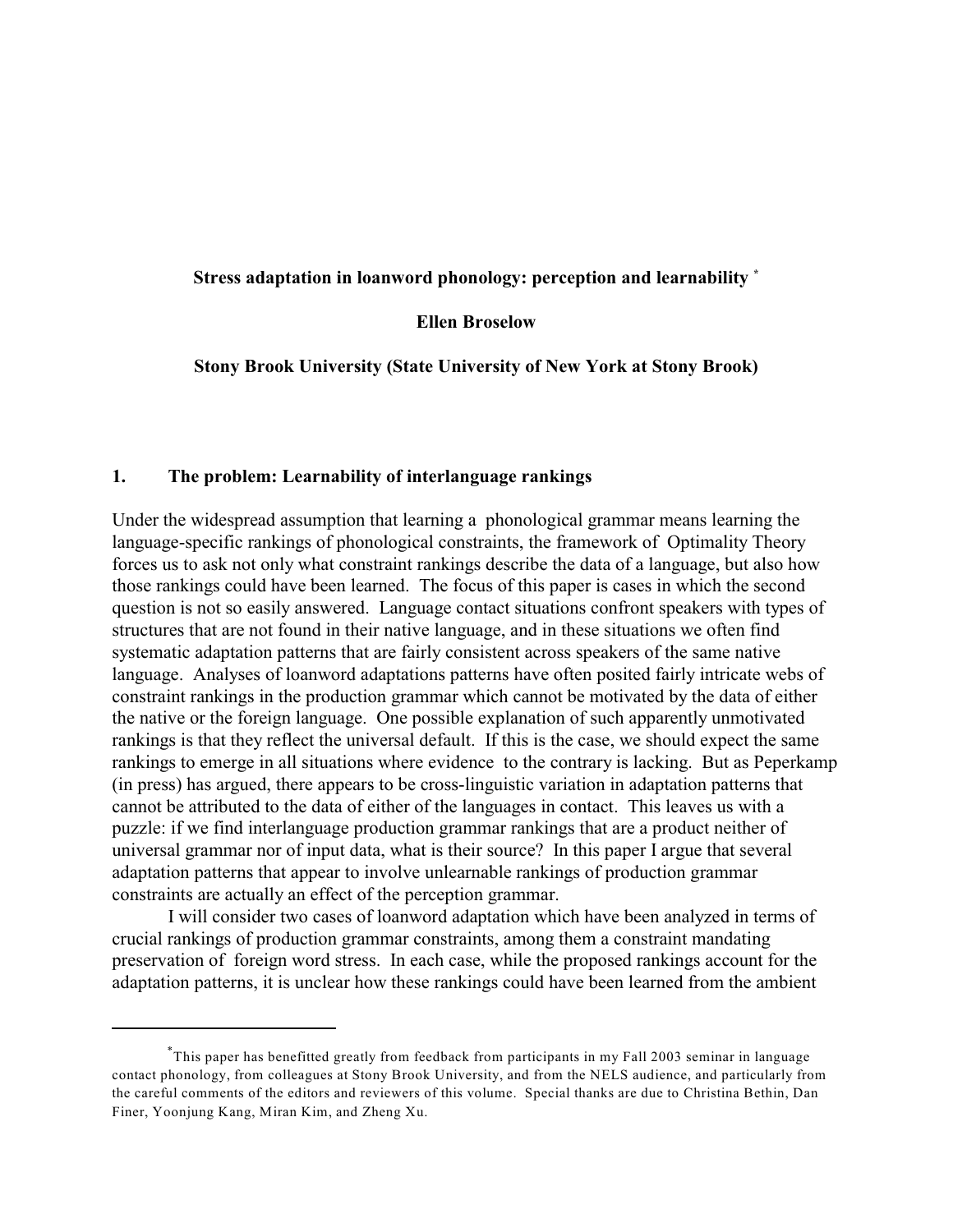# Stress adaptation in loanword phonology: perception and learnability [*]

**Ellen Broselow**

**Stony Brook University (State University of New York at Stony Brook)**

## 1. The problem: Learnability of interlanguage rankings

Under the widespread assumption that learning a phonological grammar means learning the language-specific rankings of phonological constraints, the framework of Optimality Theory forces us to ask not only what constraint rankings describe the data of a language, but also how those rankings could have been learned. The focus of this paper is cases in which the second question is not so easily answered. Language contact situations confront speakers with types of structures that are not found in their native language, and in these situations we often find systematic adaptation patterns that are fairly consistent across speakers of the same native language. Analyses of loanword adaptations patterns have often posited fairly intricate webs of constraint rankings in the production grammar which cannot be motivated by the data of either the native or the foreign language. One possible explanation of such apparently unmotivated rankings is that they reflect the universal default. If this is the case, we should expect the same rankings to emerge in all situations where evidence to the contrary is lacking. But as Peperkamp (in press) has argued, there appears to be cross-linguistic variation in adaptation patterns that cannot be attributed to the data of either of the languages in contact. This leaves us with a puzzle: if we find interlanguage production grammar rankings that are a product neither of universal grammar nor of input data, what is their source? In this paper I argue that several adaptation patterns that appear to involve unlearnable rankings of production grammar constraints are actually an effect of the perception grammar.

I will consider two cases of loanword adaptation which have been analyzed in terms of crucial rankings of production grammar constraints, among them a constraint mandating preservation of foreign word stress. In each case, while the proposed rankings account for the adaptation patterns, it is unclear how these rankings could have been learned from the ambient

[*] This paper has benefitted greatly from feedback from participants in my Fall 2003 seminar in language contact phonology, from colleagues at Stony Brook University, and from the NELS audience, and particularly from the careful comments of the editors and reviewers of this volume. Special thanks are due to Christina Bethin, Dan Finer, Yoonjung Kang, Miran Kim, and Zheng Xu.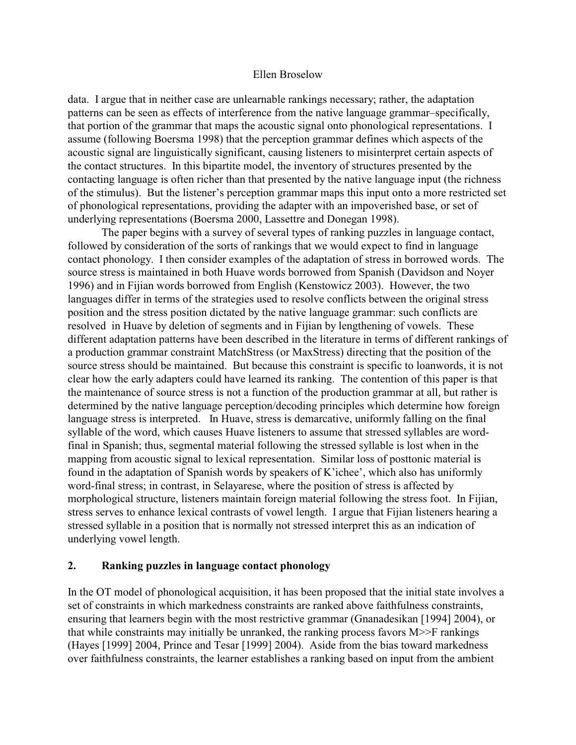data. I argue that in neither case are unlearnable rankings necessary; rather, the adaptation patterns can be seen as effects of interference from the native language grammar–specifically, that portion of the grammar that maps the acoustic signal onto phonological representations. I assume (following Boersma 1998) that the perception grammar defines which aspects of the acoustic signal are linguistically significant, causing listeners to misinterpret certain aspects of the contact structures. In this bipartite model, the inventory of structures presented by the contacting language is often richer than that presented by the native language input (the richness of the stimulus). But the listener's perception grammar maps this input onto a more restricted set of phonological representations, providing the adapter with an impoverished base, or set of underlying representations (Boersma 2000, Lassettre and Donegan 1998).

The paper begins with a survey of several types of ranking puzzles in language contact, followed by consideration of the sorts of rankings that we would expect to find in language contact phonology. I then consider examples of the adaptation of stress in borrowed words. The source stress is maintained in both Huave words borrowed from Spanish (Davidson and Noyer 1996) and in Fijian words borrowed from English (Kenstowicz 2003). However, the two languages differ in terms of the strategies used to resolve conflicts between the original stress position and the stress position dictated by the native language grammar: such conflicts are resolved in Huave by deletion of segments and in Fijian by lengthening of vowels. These different adaptation patterns have been described in the literature in terms of different rankings of a production grammar constraint MatchStress (or MaxStress) directing that the position of the source stress should be maintained. But because this constraint is specific to loanwords, it is not clear how the early adapters could have learned its ranking. The contention of this paper is that the maintenance of source stress is not a function of the production grammar at all, but rather is determined by the native language perception/decoding principles which determine how foreign language stress is interpreted. In Huave, stress is demarcative, uniformly falling on the final syllable of the word, which causes Huave listeners to assume that stressed syllables are word-final in Spanish; thus, segmental material following the stressed syllable is lost when in the mapping from acoustic signal to lexical representation. Similar loss of posttonic material is found in the adaptation of Spanish words by speakers of K'ichee', which also has uniformly word-final stress; in contrast, in Selayarese, where the position of stress is affected by morphological structure, listeners maintain foreign material following the stress foot. In Fijian, stress serves to enhance lexical contrasts of vowel length. I argue that Fijian listeners hearing a stressed syllable in a position that is normally not stressed interpret this as an indication of underlying vowel length.

## 2. Ranking puzzles in language contact phonology

In the OT model of phonological acquisition, it has been proposed that the initial state involves a set of constraints in which markedness constraints are ranked above faithfulness constraints, ensuring that learners begin with the most restrictive grammar (Gnanadesikan [1994] 2004), or that while constraints may initially be unranked, the ranking process favors M>>F rankings (Hayes [1999] 2004, Prince and Tesar [1999] 2004). Aside from the bias toward markedness over faithfulness constraints, the learner establishes a ranking based on input from the ambient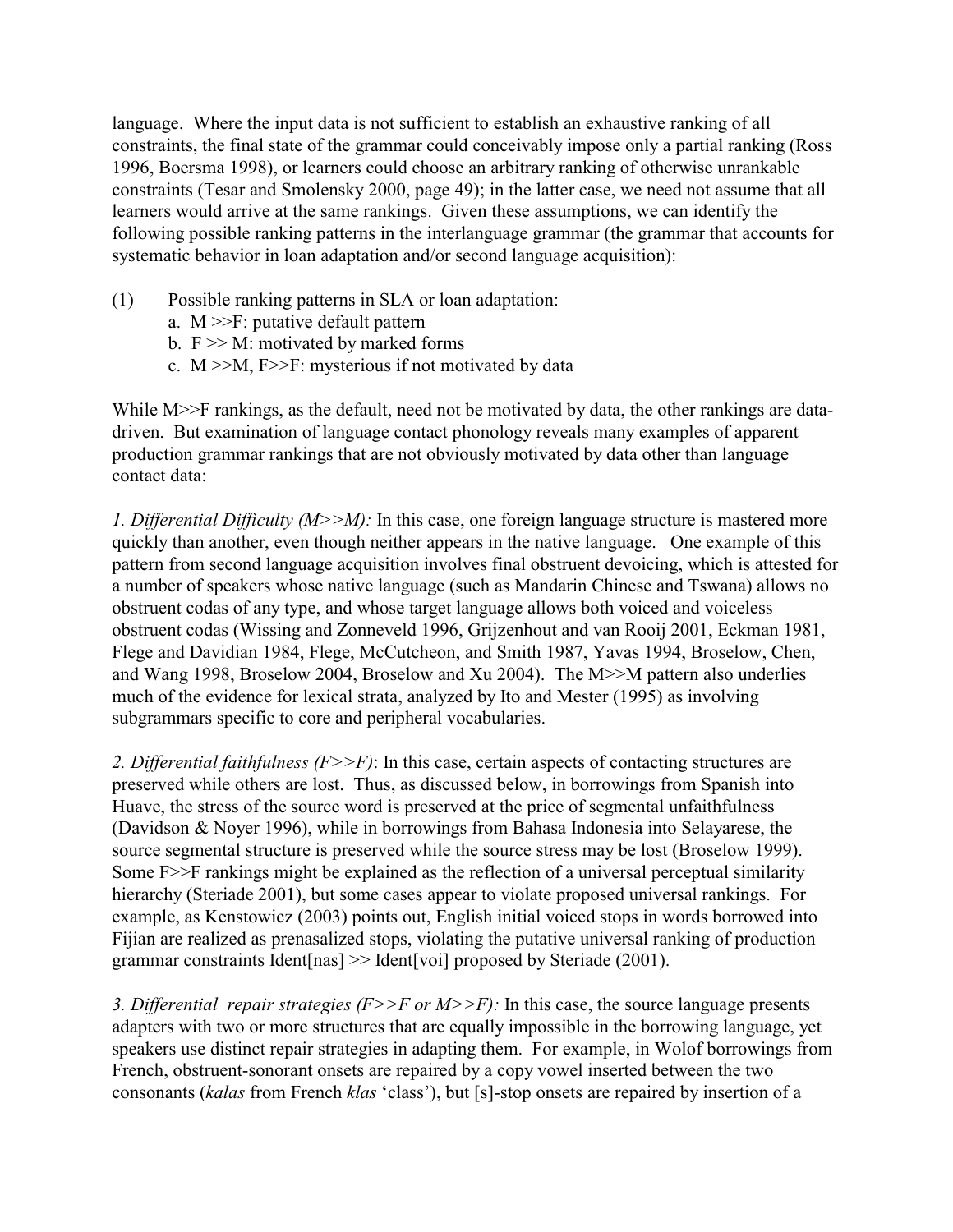language. Where the input data is not sufficient to establish an exhaustive ranking of all constraints, the final state of the grammar could conceivably impose only a partial ranking (Ross 1996, Boersma 1998), or learners could choose an arbitrary ranking of otherwise unrankable constraints (Tesar and Smolensky 2000, page 49); in the latter case, we need not assume that all learners would arrive at the same rankings. Given these assumptions, we can identify the following possible ranking patterns in the interlanguage grammar (the grammar that accounts for systematic behavior in loan adaptation and/or second language acquisition):

(1) Possible ranking patterns in SLA or loan adaptation:
  a. M >>F: putative default pattern
  b. F >> M: motivated by marked forms
  c. M >>M, F>>F: mysterious if not motivated by data

While M>>F rankings, as the default, need not be motivated by data, the other rankings are data-driven. But examination of language contact phonology reveals many examples of apparent production grammar rankings that are not obviously motivated by data other than language contact data:

*1. Differential Difficulty (M>>M):* In this case, one foreign language structure is mastered more quickly than another, even though neither appears in the native language. One example of this pattern from second language acquisition involves final obstruent devoicing, which is attested for a number of speakers whose native language (such as Mandarin Chinese and Tswana) allows no obstruent codas of any type, and whose target language allows both voiced and voiceless obstruent codas (Wissing and Zonneveld 1996, Grijzenhout and van Rooij 2001, Eckman 1981, Flege and Davidian 1984, Flege, McCutcheon, and Smith 1987, Yavas 1994, Broselow, Chen, and Wang 1998, Broselow 2004, Broselow and Xu 2004). The M>>M pattern also underlies much of the evidence for lexical strata, analyzed by Ito and Mester (1995) as involving subgrammars specific to core and peripheral vocabularies.

*2. Differential faithfulness (F>>F)*: In this case, certain aspects of contacting structures are preserved while others are lost. Thus, as discussed below, in borrowings from Spanish into Huave, the stress of the source word is preserved at the price of segmental unfaithfulness (Davidson & Noyer 1996), while in borrowings from Bahasa Indonesia into Selayarese, the source segmental structure is preserved while the source stress may be lost (Broselow 1999). Some F>>F rankings might be explained as the reflection of a universal perceptual similarity hierarchy (Steriade 2001), but some cases appear to violate proposed universal rankings. For example, as Kenstowicz (2003) points out, English initial voiced stops in words borrowed into Fijian are realized as prenasalized stops, violating the putative universal ranking of production grammar constraints Ident[nas] >> Ident[voi] proposed by Steriade (2001).

*3. Differential repair strategies (F>>F or M>>F):* In this case, the source language presents adapters with two or more structures that are equally impossible in the borrowing language, yet speakers use distinct repair strategies in adapting them. For example, in Wolof borrowings from French, obstruent-sonorant onsets are repaired by a copy vowel inserted between the two consonants (*kalas* from French *klas* 'class'), but [s]-stop onsets are repaired by insertion of a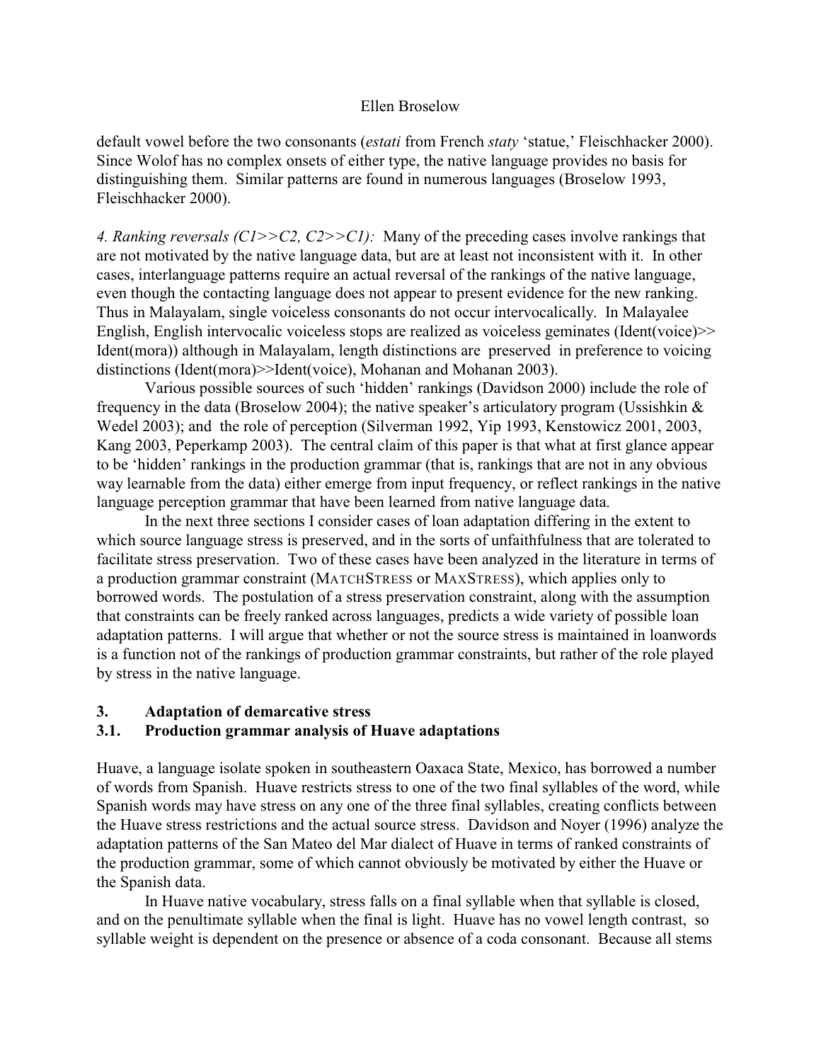default vowel before the two consonants (*estati* from French *staty* 'statue,' Fleischhacker 2000). Since Wolof has no complex onsets of either type, the native language provides no basis for distinguishing them. Similar patterns are found in numerous languages (Broselow 1993, Fleischhacker 2000).

*4. Ranking reversals (C1>>C2, C2>>C1):* Many of the preceding cases involve rankings that are not motivated by the native language data, but are at least not inconsistent with it. In other cases, interlanguage patterns require an actual reversal of the rankings of the native language, even though the contacting language does not appear to present evidence for the new ranking. Thus in Malayalam, single voiceless consonants do not occur intervocalically. In Malayalee English, English intervocalic voiceless stops are realized as voiceless geminates (Ident(voice)>> Ident(mora)) although in Malayalam, length distinctions are preserved in preference to voicing distinctions (Ident(mora)>>Ident(voice), Mohanan and Mohanan 2003).

Various possible sources of such 'hidden' rankings (Davidson 2000) include the role of frequency in the data (Broselow 2004); the native speaker's articulatory program (Ussishkin & Wedel 2003); and the role of perception (Silverman 1992, Yip 1993, Kenstowicz 2001, 2003, Kang 2003, Peperkamp 2003). The central claim of this paper is that what at first glance appear to be 'hidden' rankings in the production grammar (that is, rankings that are not in any obvious way learnable from the data) either emerge from input frequency, or reflect rankings in the native language perception grammar that have been learned from native language data.

In the next three sections I consider cases of loan adaptation differing in the extent to which source language stress is preserved, and in the sorts of unfaithfulness that are tolerated to facilitate stress preservation. Two of these cases have been analyzed in the literature in terms of a production grammar constraint (MATCHSTRESS or MAXSTRESS), which applies only to borrowed words. The postulation of a stress preservation constraint, along with the assumption that constraints can be freely ranked across languages, predicts a wide variety of possible loan adaptation patterns. I will argue that whether or not the source stress is maintained in loanwords is a function not of the rankings of production grammar constraints, but rather of the role played by stress in the native language.

## 3. Adaptation of demarcative stress

### 3.1. Production grammar analysis of Huave adaptations

Huave, a language isolate spoken in southeastern Oaxaca State, Mexico, has borrowed a number of words from Spanish. Huave restricts stress to one of the two final syllables of the word, while Spanish words may have stress on any one of the three final syllables, creating conflicts between the Huave stress restrictions and the actual source stress. Davidson and Noyer (1996) analyze the adaptation patterns of the San Mateo del Mar dialect of Huave in terms of ranked constraints of the production grammar, some of which cannot obviously be motivated by either the Huave or the Spanish data.

In Huave native vocabulary, stress falls on a final syllable when that syllable is closed, and on the penultimate syllable when the final is light. Huave has no vowel length contrast, so syllable weight is dependent on the presence or absence of a coda consonant. Because all stems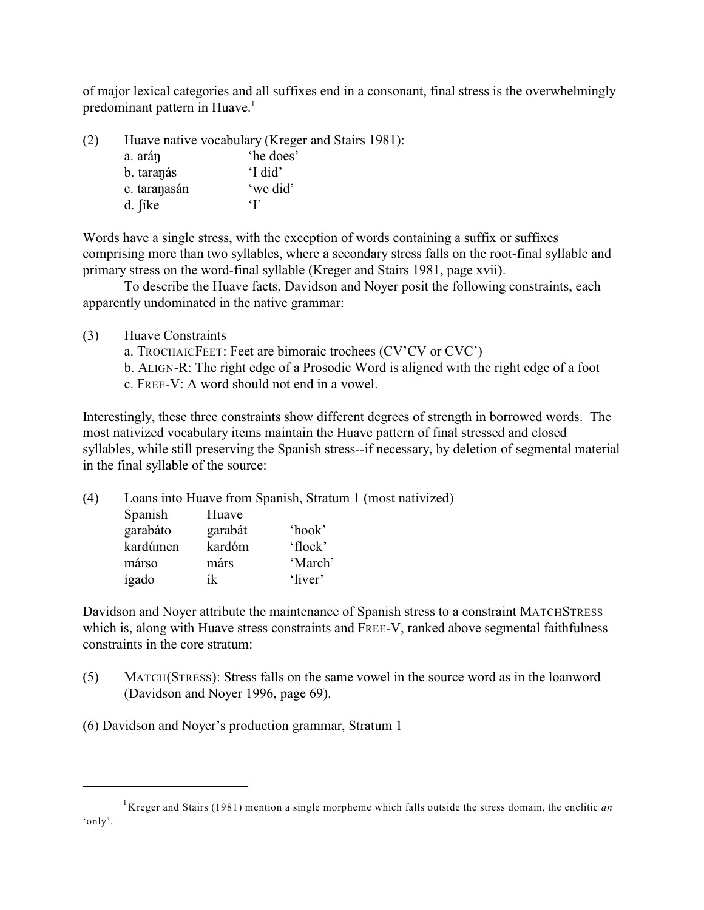of major lexical categories and all suffixes end in a consonant, final stress is the overwhelmingly predominant pattern in Huave.[1]

(2) Huave native vocabulary (Kreger and Stairs 1981):

| | |
|---|---|
| a. aráŋ | 'he does' |
| b. taraŋás | 'I did' |
| c. taraŋasán | 'we did' |
| d. ʃíke | 'I' |

Words have a single stress, with the exception of words containing a suffix or suffixes comprising more than two syllables, where a secondary stress falls on the root-final syllable and primary stress on the word-final syllable (Kreger and Stairs 1981, page xvii).

To describe the Huave facts, Davidson and Noyer posit the following constraints, each apparently undominated in the native grammar:

(3) Huave Constraints

a. TROCHAICFEET: Feet are bimoraic trochees (CV'CV or CVC')
b. ALIGN-R: The right edge of a Prosodic Word is aligned with the right edge of a foot
c. FREE-V: A word should not end in a vowel.

Interestingly, these three constraints show different degrees of strength in borrowed words. The most nativized vocabulary items maintain the Huave pattern of final stressed and closed syllables, while still preserving the Spanish stress--if necessary, by deletion of segmental material in the final syllable of the source:

(4) Loans into Huave from Spanish, Stratum 1 (most nativized)

| Spanish | Huave | |
|---|---|---|
| garabáto | garabát | 'hook' |
| kardúmen | kardóm | 'flock' |
| márso | márs | 'March' |
| ígado | ík | 'liver' |

Davidson and Noyer attribute the maintenance of Spanish stress to a constraint MATCHSTRESS which is, along with Huave stress constraints and FREE-V, ranked above segmental faithfulness constraints in the core stratum:

(5) MATCH(STRESS): Stress falls on the same vowel in the source word as in the loanword (Davidson and Noyer 1996, page 69).

(6) Davidson and Noyer's production grammar, Stratum 1

[1] Kreger and Stairs (1981) mention a single morpheme which falls outside the stress domain, the enclitic *an* 'only'.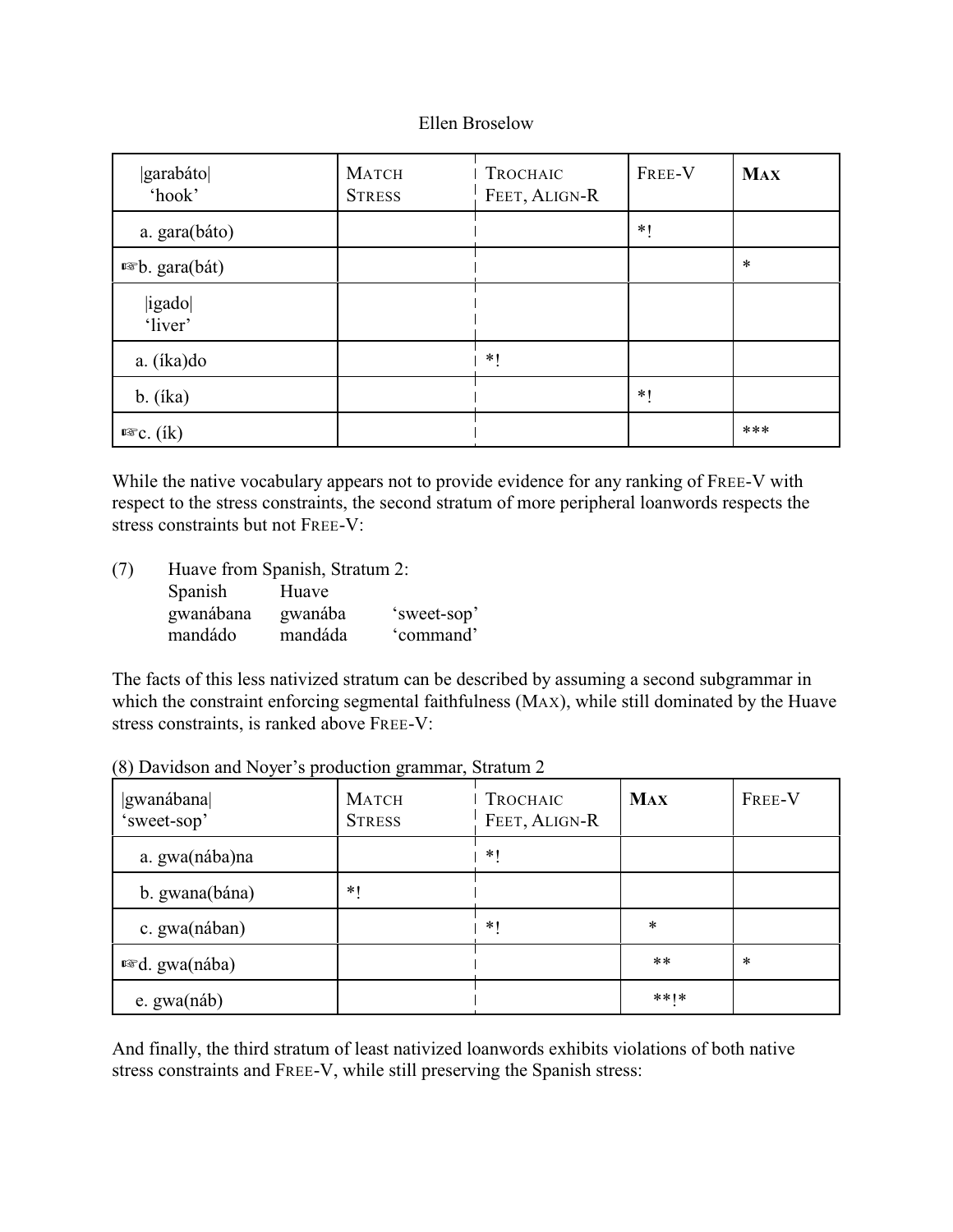| \|garabáto\| 'hook' | MATCH STRESS | TROCHAIC FEET, ALIGN-R | FREE-V | MAX |
|---|---|---|---|---|
| a. gara(báto) | | | *! | |
| ☞b. gara(bát) | | | | * |
| \|igado\| 'liver' | | | | |
| a. (íka)do | | *! | | |
| b. (íka) | | | *! | |
| ☞c. (ík) | | | | *** |

While the native vocabulary appears not to provide evidence for any ranking of FREE-V with respect to the stress constraints, the second stratum of more peripheral loanwords respects the stress constraints but not FREE-V:

(7) Huave from Spanish, Stratum 2:

| Spanish | Huave | |
|---|---|---|
| gwanábana | gwanába | 'sweet-sop' |
| mandádo | mandáda | 'command' |

The facts of this less nativized stratum can be described by assuming a second subgrammar in which the constraint enforcing segmental faithfulness (MAX), while still dominated by the Huave stress constraints, is ranked above FREE-V:

(8) Davidson and Noyer's production grammar, Stratum 2

| \|gwanábana\| 'sweet-sop' | MATCH STRESS | TROCHAIC FEET, ALIGN-R | MAX | FREE-V |
|---|---|---|---|---|
| a. gwa(nába)na | | *! | | |
| b. gwana(bána) | *! | | | |
| c. gwa(nában) | | *! | * | |
| ☞d. gwa(nába) | | | ** | * |
| e. gwa(náb) | | | **!* | |

And finally, the third stratum of least nativized loanwords exhibits violations of both native stress constraints and FREE-V, while still preserving the Spanish stress: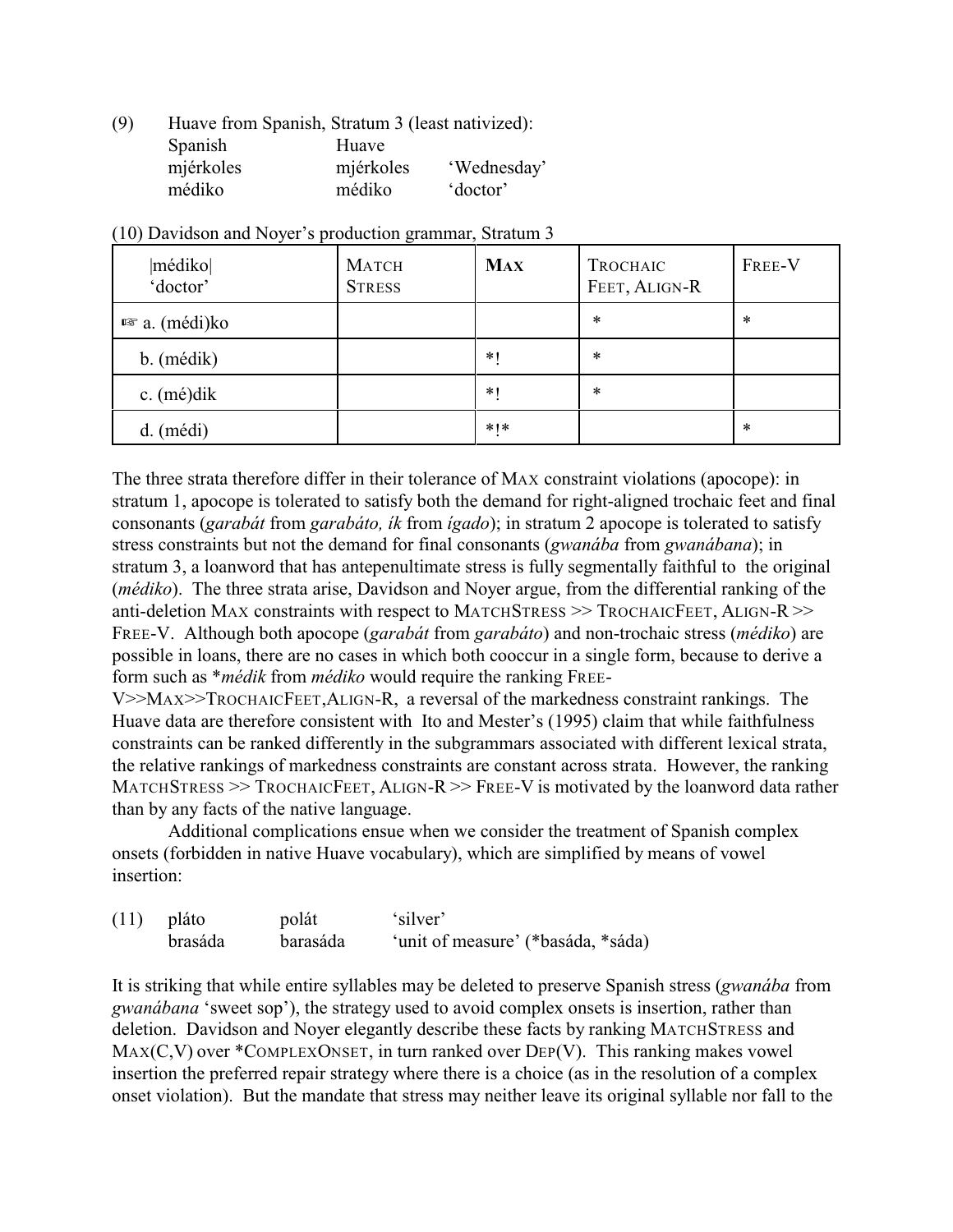(9) Huave from Spanish, Stratum 3 (least nativized):

| Spanish | Huave | |
|---|---|---|
| mjérkoles | mjérkoles | 'Wednesday' |
| médiko | médiko | 'doctor' |

(10) Davidson and Noyer's production grammar, Stratum 3

| \|médiko\| 'doctor' | MATCH STRESS | **MAX** | TROCHAIC FEET, ALIGN-R | FREE-V |
|---|---|---|---|---|
| ☞ a. (médi)ko | | | * | * |
| b. (médik) | | *! | * | |
| c. (mé)dik | | *! | * | |
| d. (médi) | | *!* | | * |

The three strata therefore differ in their tolerance of MAX constraint violations (apocope): in stratum 1, apocope is tolerated to satisfy both the demand for right-aligned trochaic feet and final consonants (*garabát* from *garabáto, ík* from *ígado*); in stratum 2 apocope is tolerated to satisfy stress constraints but not the demand for final consonants (*gwanába* from *gwanábana*); in stratum 3, a loanword that has antepenultimate stress is fully segmentally faithful to the original (*médiko*). The three strata arise, Davidson and Noyer argue, from the differential ranking of the anti-deletion MAX constraints with respect to MATCHSTRESS >> TROCHAICFEET, ALIGN-R >> FREE-V. Although both apocope (*garabát* from *garabáto*) and non-trochaic stress (*médiko*) are possible in loans, there are no cases in which both cooccur in a single form, because to derive a form such as \**médik* from *médiko* would require the ranking FREE-V>>MAX>>TROCHAICFEET,ALIGN-R, a reversal of the markedness constraint rankings. The Huave data are therefore consistent with Ito and Mester's (1995) claim that while faithfulness constraints can be ranked differently in the subgrammars associated with different lexical strata, the relative rankings of markedness constraints are constant across strata. However, the ranking MATCHSTRESS >> TROCHAICFEET, ALIGN-R >> FREE-V is motivated by the loanword data rather than by any facts of the native language.

Additional complications ensue when we consider the treatment of Spanish complex onsets (forbidden in native Huave vocabulary), which are simplified by means of vowel insertion:

| (11) | | | |
|---|---|---|---|
| | pláto | polát | 'silver' |
| | brasáda | barasáda | 'unit of measure' (\*basáda, \*sáda) |

It is striking that while entire syllables may be deleted to preserve Spanish stress (*gwanába* from *gwanábana* 'sweet sop'), the strategy used to avoid complex onsets is insertion, rather than deletion. Davidson and Noyer elegantly describe these facts by ranking MATCHSTRESS and MAX(C,V) over \*COMPLEXONSET, in turn ranked over DEP(V). This ranking makes vowel insertion the preferred repair strategy where there is a choice (as in the resolution of a complex onset violation). But the mandate that stress may neither leave its original syllable nor fall to the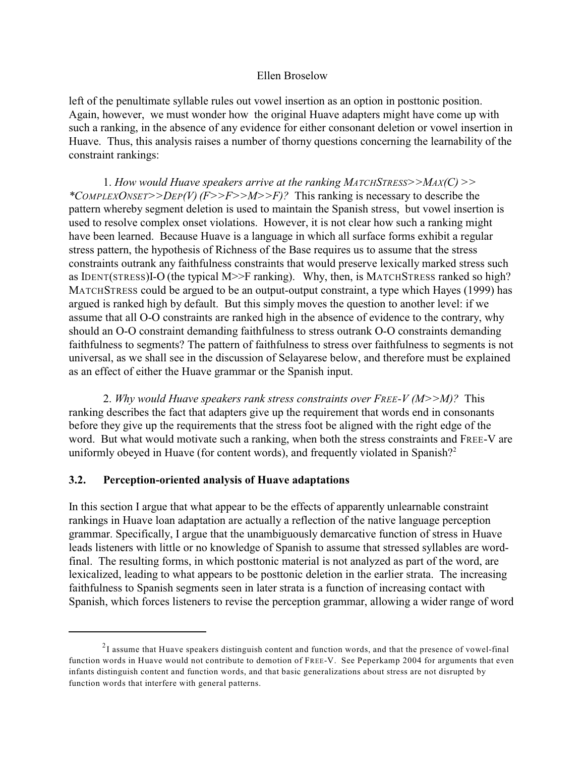left of the penultimate syllable rules out vowel insertion as an option in posttonic position. Again, however, we must wonder how the original Huave adapters might have come up with such a ranking, in the absence of any evidence for either consonant deletion or vowel insertion in Huave. Thus, this analysis raises a number of thorny questions concerning the learnability of the constraint rankings:

1. *How would Huave speakers arrive at the ranking MATCHSTRESS>>MAX(C) >> *COMPLEXONSET>>DEP(V) (F>>F>>M>>F)?* This ranking is necessary to describe the pattern whereby segment deletion is used to maintain the Spanish stress, but vowel insertion is used to resolve complex onset violations. However, it is not clear how such a ranking might have been learned. Because Huave is a language in which all surface forms exhibit a regular stress pattern, the hypothesis of Richness of the Base requires us to assume that the stress constraints outrank any faithfulness constraints that would preserve lexically marked stress such as IDENT(STRESS)I-O (the typical M>>F ranking). Why, then, is MATCHSTRESS ranked so high? MATCHSTRESS could be argued to be an output-output constraint, a type which Hayes (1999) has argued is ranked high by default. But this simply moves the question to another level: if we assume that all O-O constraints are ranked high in the absence of evidence to the contrary, why should an O-O constraint demanding faithfulness to stress outrank O-O constraints demanding faithfulness to segments? The pattern of faithfulness to stress over faithfulness to segments is not universal, as we shall see in the discussion of Selayarese below, and therefore must be explained as an effect of either the Huave grammar or the Spanish input.

2. *Why would Huave speakers rank stress constraints over FREE-V (M>>M)?* This ranking describes the fact that adapters give up the requirement that words end in consonants before they give up the requirements that the stress foot be aligned with the right edge of the word. But what would motivate such a ranking, when both the stress constraints and FREE-V are uniformly obeyed in Huave (for content words), and frequently violated in Spanish?[2]

### 3.2. Perception-oriented analysis of Huave adaptations

In this section I argue that what appear to be the effects of apparently unlearnable constraint rankings in Huave loan adaptation are actually a reflection of the native language perception grammar. Specifically, I argue that the unambiguously demarcative function of stress in Huave leads listeners with little or no knowledge of Spanish to assume that stressed syllables are word-final. The resulting forms, in which posttonic material is not analyzed as part of the word, are lexicalized, leading to what appears to be posttonic deletion in the earlier strata. The increasing faithfulness to Spanish segments seen in later strata is a function of increasing contact with Spanish, which forces listeners to revise the perception grammar, allowing a wider range of word

[2] I assume that Huave speakers distinguish content and function words, and that the presence of vowel-final function words in Huave would not contribute to demotion of FREE-V. See Peperkamp 2004 for arguments that even infants distinguish content and function words, and that basic generalizations about stress are not disrupted by function words that interfere with general patterns.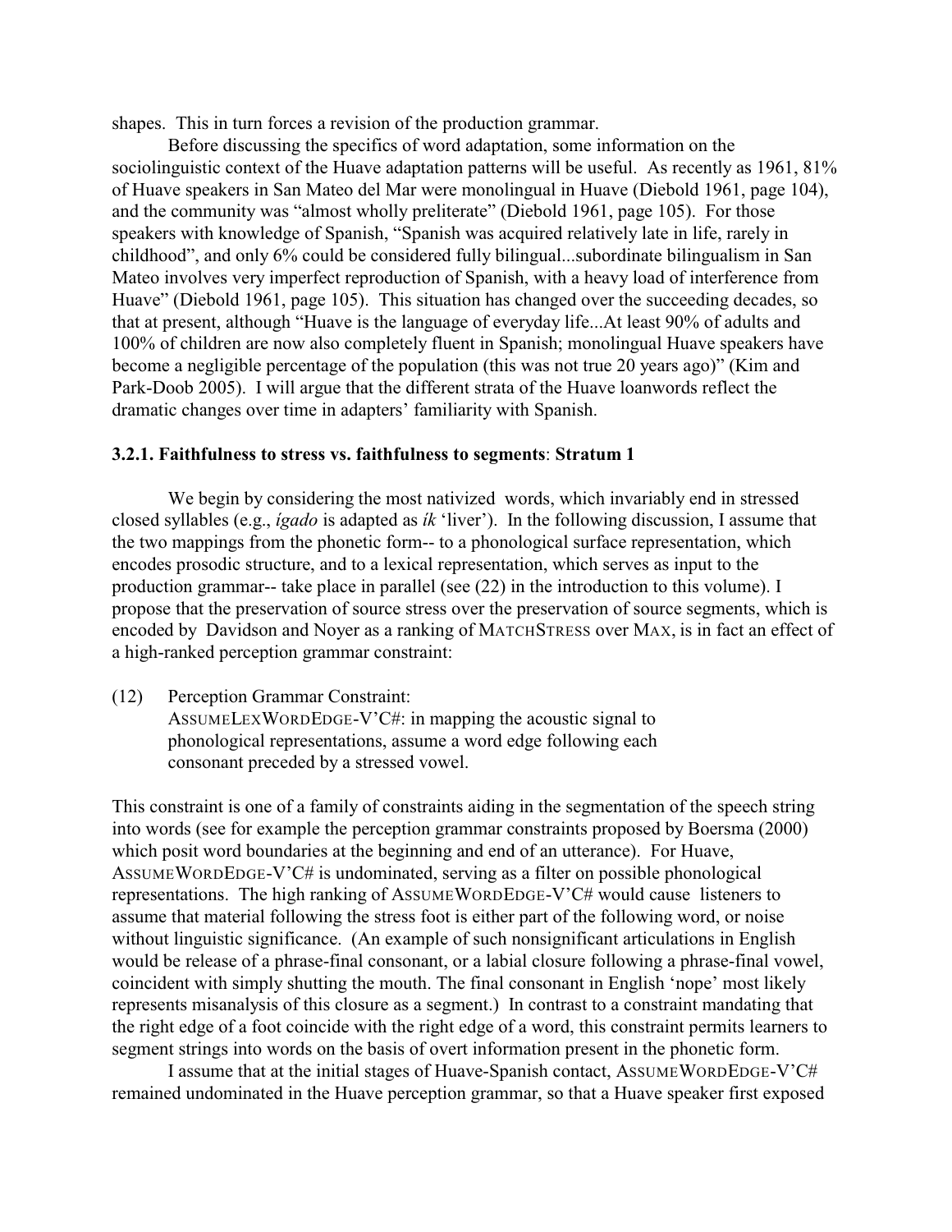shapes. This in turn forces a revision of the production grammar.

Before discussing the specifics of word adaptation, some information on the sociolinguistic context of the Huave adaptation patterns will be useful. As recently as 1961, 81% of Huave speakers in San Mateo del Mar were monolingual in Huave (Diebold 1961, page 104), and the community was "almost wholly preliterate" (Diebold 1961, page 105). For those speakers with knowledge of Spanish, "Spanish was acquired relatively late in life, rarely in childhood", and only 6% could be considered fully bilingual...subordinate bilingualism in San Mateo involves very imperfect reproduction of Spanish, with a heavy load of interference from Huave" (Diebold 1961, page 105). This situation has changed over the succeeding decades, so that at present, although "Huave is the language of everyday life...At least 90% of adults and 100% of children are now also completely fluent in Spanish; monolingual Huave speakers have become a negligible percentage of the population (this was not true 20 years ago)" (Kim and Park-Doob 2005). I will argue that the different strata of the Huave loanwords reflect the dramatic changes over time in adapters' familiarity with Spanish.

### 3.2.1. Faithfulness to stress vs. faithfulness to segments: Stratum 1

We begin by considering the most nativized words, which invariably end in stressed closed syllables (e.g., *ígado* is adapted as *ík* 'liver'). In the following discussion, I assume that the two mappings from the phonetic form-- to a phonological surface representation, which encodes prosodic structure, and to a lexical representation, which serves as input to the production grammar-- take place in parallel (see (22) in the introduction to this volume). I propose that the preservation of source stress over the preservation of source segments, which is encoded by Davidson and Noyer as a ranking of MATCHSTRESS over MAX, is in fact an effect of a high-ranked perception grammar constraint:

(12) Perception Grammar Constraint:
ASSUMELEXWORDEDGE-V'C#: in mapping the acoustic signal to phonological representations, assume a word edge following each consonant preceded by a stressed vowel.

This constraint is one of a family of constraints aiding in the segmentation of the speech string into words (see for example the perception grammar constraints proposed by Boersma (2000) which posit word boundaries at the beginning and end of an utterance). For Huave, ASSUMEWORDEDGE-V'C# is undominated, serving as a filter on possible phonological representations. The high ranking of ASSUMEWORDEDGE-V'C# would cause listeners to assume that material following the stress foot is either part of the following word, or noise without linguistic significance. (An example of such nonsignificant articulations in English would be release of a phrase-final consonant, or a labial closure following a phrase-final vowel, coincident with simply shutting the mouth. The final consonant in English 'nope' most likely represents misanalysis of this closure as a segment.) In contrast to a constraint mandating that the right edge of a foot coincide with the right edge of a word, this constraint permits learners to segment strings into words on the basis of overt information present in the phonetic form.

I assume that at the initial stages of Huave-Spanish contact, ASSUMEWORDEDGE-V'C# remained undominated in the Huave perception grammar, so that a Huave speaker first exposed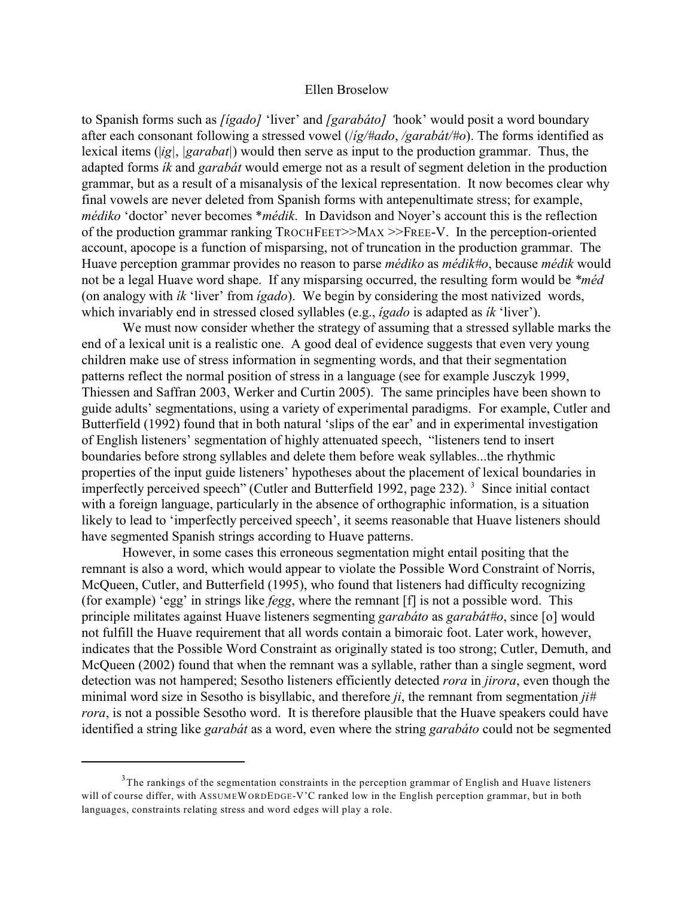to Spanish forms such as *[ígado]* 'liver' and *[garabáto]* 'hook' would posit a word boundary after each consonant following a stressed vowel (*/íg/#ado*, */garabát/#o*). The forms identified as lexical items (|*ig*|, |*garabat*|) would then serve as input to the production grammar. Thus, the adapted forms *ík* and *garabát* would emerge not as a result of segment deletion in the production grammar, but as a result of a misanalysis of the lexical representation. It now becomes clear why final vowels are never deleted from Spanish forms with antepenultimate stress; for example, *médiko* 'doctor' never becomes \**médik*. In Davidson and Noyer's account this is the reflection of the production grammar ranking TROCHFEET>>MAX >>FREE-V. In the perception-oriented account, apocope is a function of misparsing, not of truncation in the production grammar. The Huave perception grammar provides no reason to parse *médiko* as *médik#o*, because *médik* would not be a legal Huave word shape. If any misparsing occurred, the resulting form would be *\*méd* (on analogy with *ík* 'liver' from *ígado*). We begin by considering the most nativized words, which invariably end in stressed closed syllables (e.g., *ígado* is adapted as *ík* 'liver').

We must now consider whether the strategy of assuming that a stressed syllable marks the end of a lexical unit is a realistic one. A good deal of evidence suggests that even very young children make use of stress information in segmenting words, and that their segmentation patterns reflect the normal position of stress in a language (see for example Jusczyk 1999, Thiessen and Saffran 2003, Werker and Curtin 2005). The same principles have been shown to guide adults' segmentations, using a variety of experimental paradigms. For example, Cutler and Butterfield (1992) found that in both natural 'slips of the ear' and in experimental investigation of English listeners' segmentation of highly attenuated speech, "listeners tend to insert boundaries before strong syllables and delete them before weak syllables...the rhythmic properties of the input guide listeners' hypotheses about the placement of lexical boundaries in imperfectly perceived speech" (Cutler and Butterfield 1992, page 232). [3] Since initial contact with a foreign language, particularly in the absence of orthographic information, is a situation likely to lead to 'imperfectly perceived speech', it seems reasonable that Huave listeners should have segmented Spanish strings according to Huave patterns.

However, in some cases this erroneous segmentation might entail positing that the remnant is also a word, which would appear to violate the Possible Word Constraint of Norris, McQueen, Cutler, and Butterfield (1995), who found that listeners had difficulty recognizing (for example) 'egg' in strings like *fegg*, where the remnant [f] is not a possible word. This principle militates against Huave listeners segmenting *garabáto* as *garabát#o*, since [o] would not fulfill the Huave requirement that all words contain a bimoraic foot. Later work, however, indicates that the Possible Word Constraint as originally stated is too strong; Cutler, Demuth, and McQueen (2002) found that when the remnant was a syllable, rather than a single segment, word detection was not hampered; Sesotho listeners efficiently detected *rora* in *jirora*, even though the minimal word size in Sesotho is bisyllabic, and therefore *ji*, the remnant from segmentation *ji# rora*, is not a possible Sesotho word. It is therefore plausible that the Huave speakers could have identified a string like *garabát* as a word, even where the string *garabáto* could not be segmented

---

[3] The rankings of the segmentation constraints in the perception grammar of English and Huave listeners will of course differ, with ASSUMEWORDEDGE-V'C ranked low in the English perception grammar, but in both languages, constraints relating stress and word edges will play a role.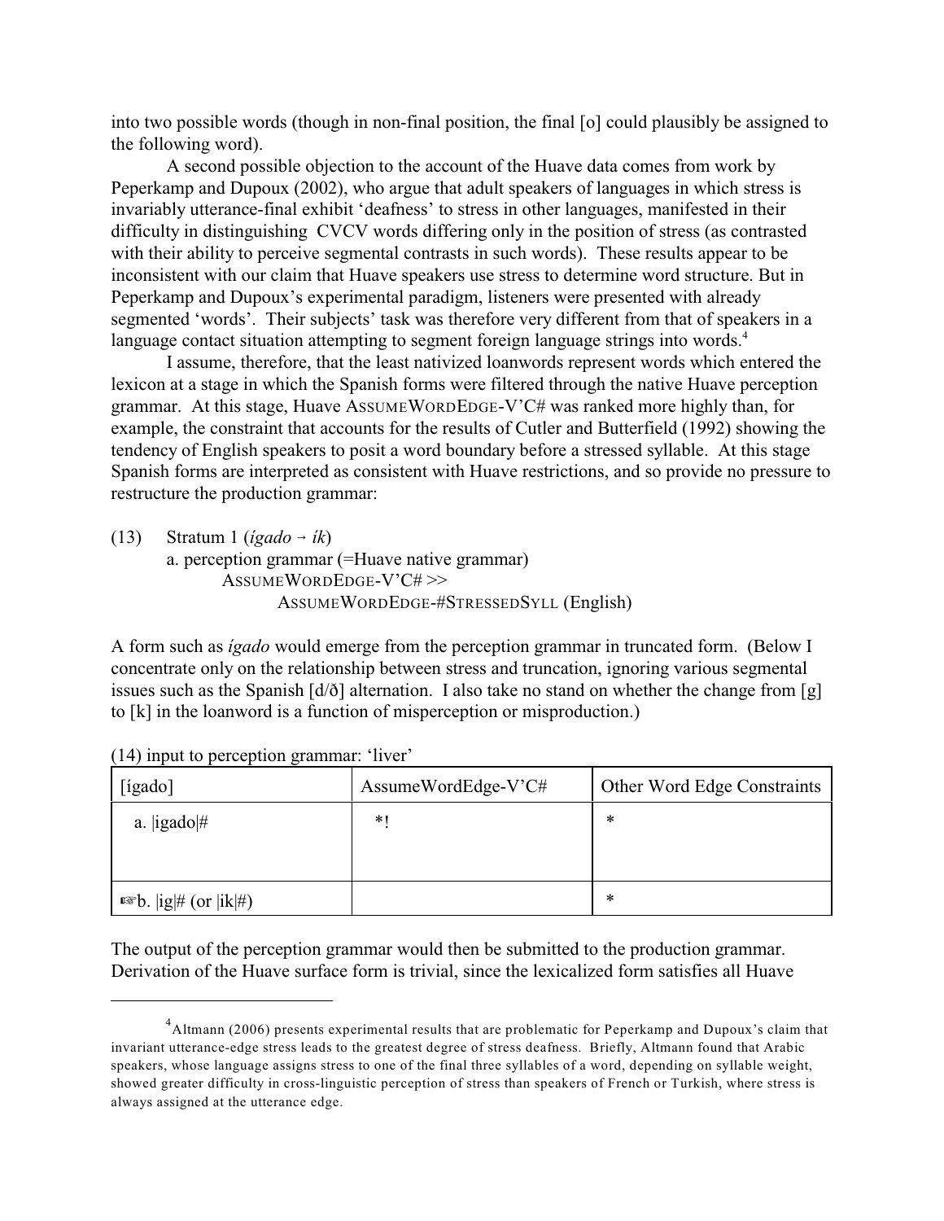into two possible words (though in non-final position, the final [o] could plausibly be assigned to the following word).

A second possible objection to the account of the Huave data comes from work by Peperkamp and Dupoux (2002), who argue that adult speakers of languages in which stress is invariably utterance-final exhibit 'deafness' to stress in other languages, manifested in their difficulty in distinguishing CVCV words differing only in the position of stress (as contrasted with their ability to perceive segmental contrasts in such words). These results appear to be inconsistent with our claim that Huave speakers use stress to determine word structure. But in Peperkamp and Dupoux's experimental paradigm, listeners were presented with already segmented 'words'. Their subjects' task was therefore very different from that of speakers in a language contact situation attempting to segment foreign language strings into words.[4]

I assume, therefore, that the least nativized loanwords represent words which entered the lexicon at a stage in which the Spanish forms were filtered through the native Huave perception grammar. At this stage, Huave ASSUMEWORDEDGE-V'C# was ranked more highly than, for example, the constraint that accounts for the results of Cutler and Butterfield (1992) showing the tendency of English speakers to posit a word boundary before a stressed syllable. At this stage Spanish forms are interpreted as consistent with Huave restrictions, and so provide no pressure to restructure the production grammar:

(13) Stratum 1 (*ígado* → *ík*)
 a. perception grammar (=Huave native grammar)
  ASSUMEWORDEDGE-V'C# >>
   ASSUMEWORDEDGE-#STRESSEDSYLL (English)

A form such as *ígado* would emerge from the perception grammar in truncated form. (Below I concentrate only on the relationship between stress and truncation, ignoring various segmental issues such as the Spanish [d/ð] alternation. I also take no stand on whether the change from [g] to [k] in the loanword is a function of misperception or misproduction.)

(14) input to perception grammar: 'liver'

| [ígado] | AssumeWordEdge-V'C# | Other Word Edge Constraints |
|---|---|---|
| a. \|igado\|# | *! | * |
| ☞b. \|ig\|# (or \|ik\|#) | | * |

The output of the perception grammar would then be submitted to the production grammar. Derivation of the Huave surface form is trivial, since the lexicalized form satisfies all Huave

[4] Altmann (2006) presents experimental results that are problematic for Peperkamp and Dupoux's claim that invariant utterance-edge stress leads to the greatest degree of stress deafness. Briefly, Altmann found that Arabic speakers, whose language assigns stress to one of the final three syllables of a word, depending on syllable weight, showed greater difficulty in cross-linguistic perception of stress than speakers of French or Turkish, where stress is always assigned at the utterance edge.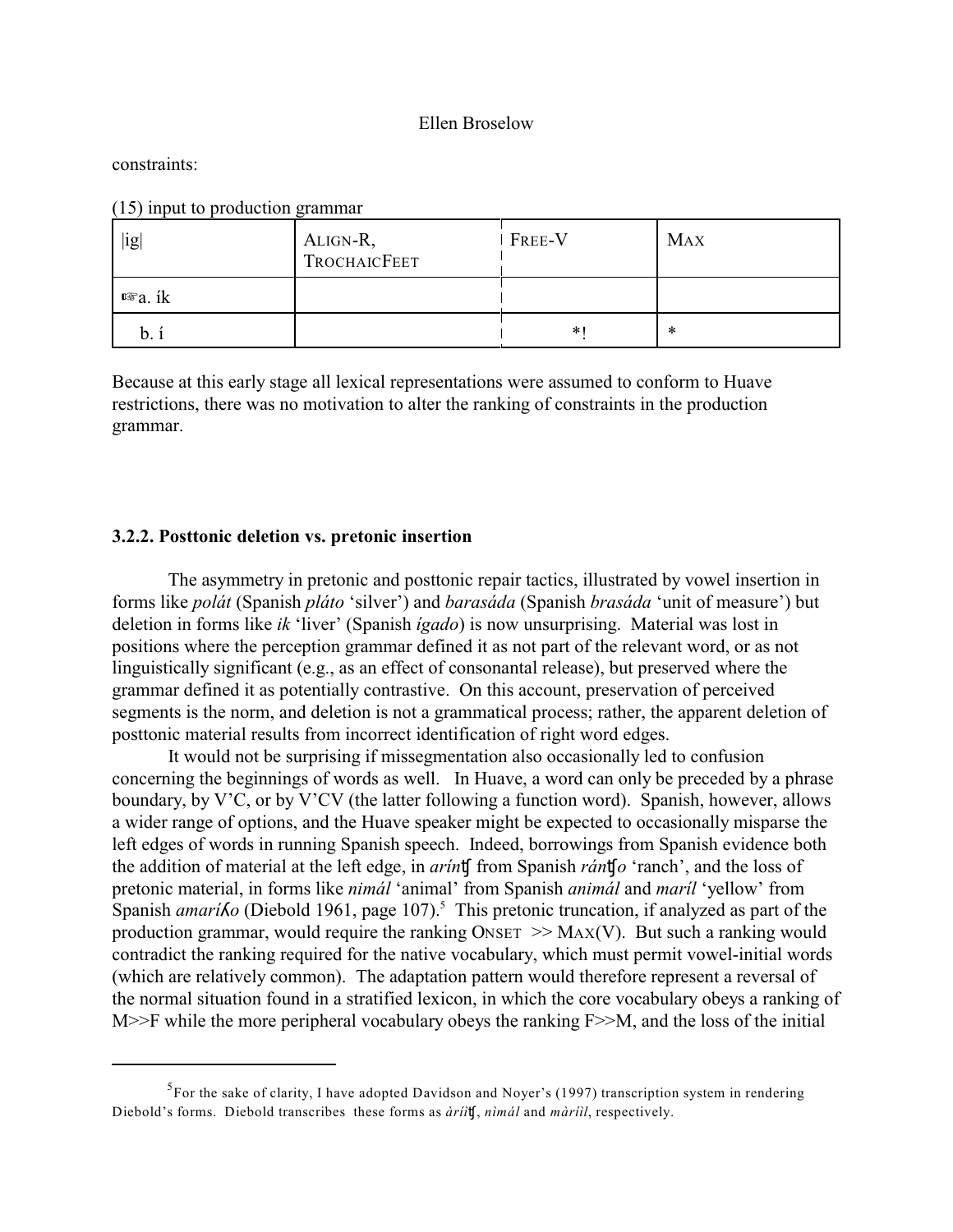constraints:

(15) input to production grammar

| \|ig\| | ALIGN-R, TROCHAICFEET | FREE-V | MAX |
|---|---|---|---|
| ☞a. ík | | | |
| b. í | | *! | * |

Because at this early stage all lexical representations were assumed to conform to Huave restrictions, there was no motivation to alter the ranking of constraints in the production grammar.

### 3.2.2. Posttonic deletion vs. pretonic insertion

The asymmetry in pretonic and posttonic repair tactics, illustrated by vowel insertion in forms like *polát* (Spanish *pláto* 'silver') and *barasáda* (Spanish *brasáda* 'unit of measure') but deletion in forms like *ik* 'liver' (Spanish *ígado*) is now unsurprising. Material was lost in positions where the perception grammar defined it as not part of the relevant word, or as not linguistically significant (e.g., as an effect of consonantal release), but preserved where the grammar defined it as potentially contrastive. On this account, preservation of perceived segments is the norm, and deletion is not a grammatical process; rather, the apparent deletion of posttonic material results from incorrect identification of right word edges.

It would not be surprising if missegmentation also occasionally led to confusion concerning the beginnings of words as well. In Huave, a word can only be preceded by a phrase boundary, by V'C, or by V'CV (the latter following a function word). Spanish, however, allows a wider range of options, and the Huave speaker might be expected to occasionally misparse the left edges of words in running Spanish speech. Indeed, borrowings from Spanish evidence both the addition of material at the left edge, in *aríntʃ* from Spanish *rántʃo* 'ranch', and the loss of pretonic material, in forms like *nimál* 'animal' from Spanish *animál* and *maríl* 'yellow' from Spanish *amaríʎo* (Diebold 1961, page 107).[5] This pretonic truncation, if analyzed as part of the production grammar, would require the ranking ONSET >> MAX(V). But such a ranking would contradict the ranking required for the native vocabulary, which must permit vowel-initial words (which are relatively common). The adaptation pattern would therefore represent a reversal of the normal situation found in a stratified lexicon, in which the core vocabulary obeys a ranking of M>>F while the more peripheral vocabulary obeys the ranking F>>M, and the loss of the initial

[5] For the sake of clarity, I have adopted Davidson and Noyer's (1997) transcription system in rendering Diebold's forms. Diebold transcribes these forms as *àríitʃ*, *nìmál* and *màríil*, respectively.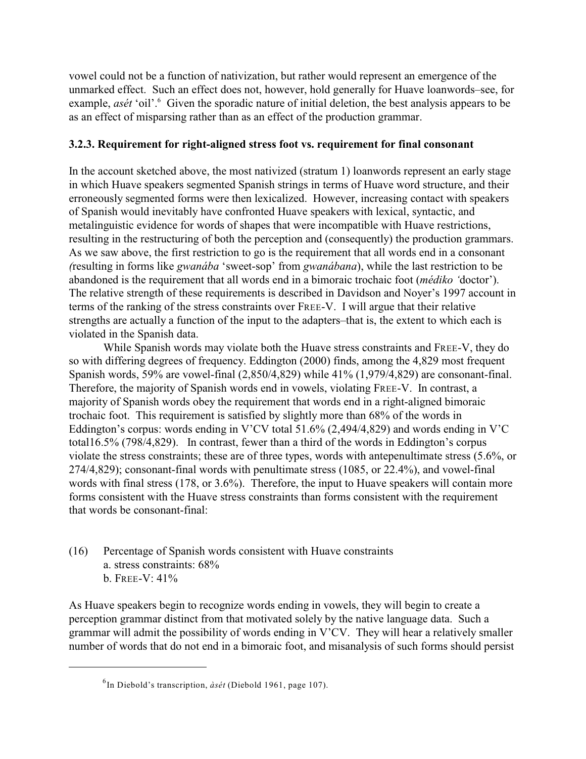vowel could not be a function of nativization, but rather would represent an emergence of the unmarked effect. Such an effect does not, however, hold generally for Huave loanwords–see, for example, *asét* 'oil'.[6] Given the sporadic nature of initial deletion, the best analysis appears to be as an effect of misparsing rather than as an effect of the production grammar.

### 3.2.3. Requirement for right-aligned stress foot vs. requirement for final consonant

In the account sketched above, the most nativized (stratum 1) loanwords represent an early stage in which Huave speakers segmented Spanish strings in terms of Huave word structure, and their erroneously segmented forms were then lexicalized. However, increasing contact with speakers of Spanish would inevitably have confronted Huave speakers with lexical, syntactic, and metalinguistic evidence for words of shapes that were incompatible with Huave restrictions, resulting in the restructuring of both the perception and (consequently) the production grammars. As we saw above, the first restriction to go is the requirement that all words end in a consonant (resulting in forms like *gwanába* 'sweet-sop' from *gwanábana*), while the last restriction to be abandoned is the requirement that all words end in a bimoraic trochaic foot (*médiko* 'doctor'). The relative strength of these requirements is described in Davidson and Noyer's 1997 account in terms of the ranking of the stress constraints over FREE-V. I will argue that their relative strengths are actually a function of the input to the adapters–that is, the extent to which each is violated in the Spanish data.

While Spanish words may violate both the Huave stress constraints and FREE-V, they do so with differing degrees of frequency. Eddington (2000) finds, among the 4,829 most frequent Spanish words, 59% are vowel-final (2,850/4,829) while 41% (1,979/4,829) are consonant-final. Therefore, the majority of Spanish words end in vowels, violating FREE-V. In contrast, a majority of Spanish words obey the requirement that words end in a right-aligned bimoraic trochaic foot. This requirement is satisfied by slightly more than 68% of the words in Eddington's corpus: words ending in V'CV total 51.6% (2,494/4,829) and words ending in V'C total16.5% (798/4,829). In contrast, fewer than a third of the words in Eddington's corpus violate the stress constraints; these are of three types, words with antepenultimate stress (5.6%, or 274/4,829); consonant-final words with penultimate stress (1085, or 22.4%), and vowel-final words with final stress (178, or 3.6%). Therefore, the input to Huave speakers will contain more forms consistent with the Huave stress constraints than forms consistent with the requirement that words be consonant-final:

(16) Percentage of Spanish words consistent with Huave constraints
 a. stress constraints: 68%
 b. FREE-V: 41%

As Huave speakers begin to recognize words ending in vowels, they will begin to create a perception grammar distinct from that motivated solely by the native language data. Such a grammar will admit the possibility of words ending in V'CV. They will hear a relatively smaller number of words that do not end in a bimoraic foot, and misanalysis of such forms should persist

[6] In Diebold's transcription, *àsét* (Diebold 1961, page 107).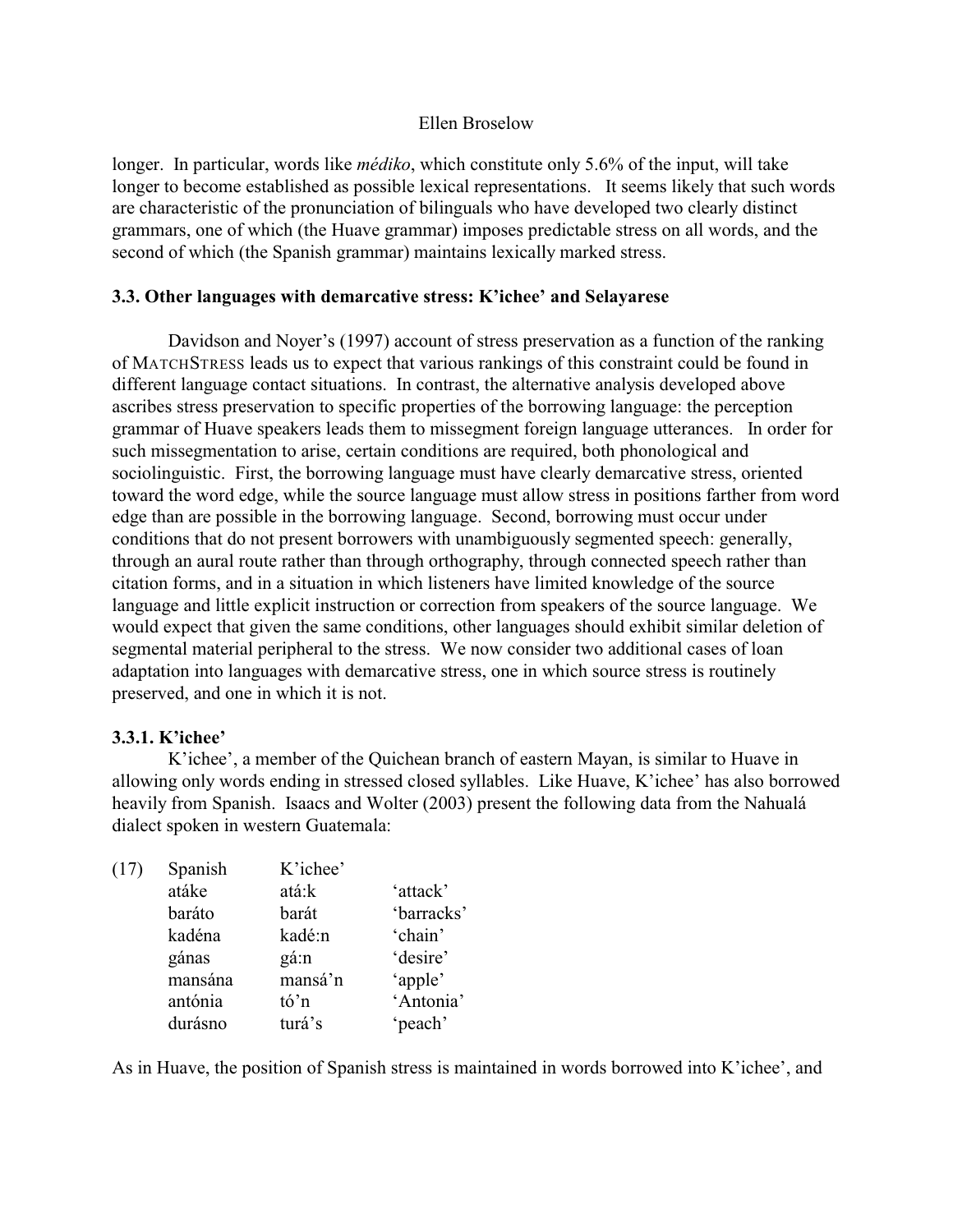longer. In particular, words like *médiko*, which constitute only 5.6% of the input, will take longer to become established as possible lexical representations. It seems likely that such words are characteristic of the pronunciation of bilinguals who have developed two clearly distinct grammars, one of which (the Huave grammar) imposes predictable stress on all words, and the second of which (the Spanish grammar) maintains lexically marked stress.

### 3.3. Other languages with demarcative stress: K'ichee' and Selayarese

Davidson and Noyer's (1997) account of stress preservation as a function of the ranking of MATCHSTRESS leads us to expect that various rankings of this constraint could be found in different language contact situations. In contrast, the alternative analysis developed above ascribes stress preservation to specific properties of the borrowing language: the perception grammar of Huave speakers leads them to missegment foreign language utterances. In order for such missegmentation to arise, certain conditions are required, both phonological and sociolinguistic. First, the borrowing language must have clearly demarcative stress, oriented toward the word edge, while the source language must allow stress in positions farther from word edge than are possible in the borrowing language. Second, borrowing must occur under conditions that do not present borrowers with unambiguously segmented speech: generally, through an aural route rather than through orthography, through connected speech rather than citation forms, and in a situation in which listeners have limited knowledge of the source language and little explicit instruction or correction from speakers of the source language. We would expect that given the same conditions, other languages should exhibit similar deletion of segmental material peripheral to the stress. We now consider two additional cases of loan adaptation into languages with demarcative stress, one in which source stress is routinely preserved, and one in which it is not.

#### 3.3.1. K'ichee'

K'ichee', a member of the Quichean branch of eastern Mayan, is similar to Huave in allowing only words ending in stressed closed syllables. Like Huave, K'ichee' has also borrowed heavily from Spanish. Isaacs and Wolter (2003) present the following data from the Nahualá dialect spoken in western Guatemala:

(17)

| Spanish | K'ichee' | |
|---|---|---|
| atáke | atá:k | 'attack' |
| baráto | barát | 'barracks' |
| kadéna | kadé:n | 'chain' |
| gánas | gá:n | 'desire' |
| mansána | mansá'n | 'apple' |
| antónia | tó'n | 'Antonia' |
| durásno | turá's | 'peach' |

As in Huave, the position of Spanish stress is maintained in words borrowed into K'ichee', and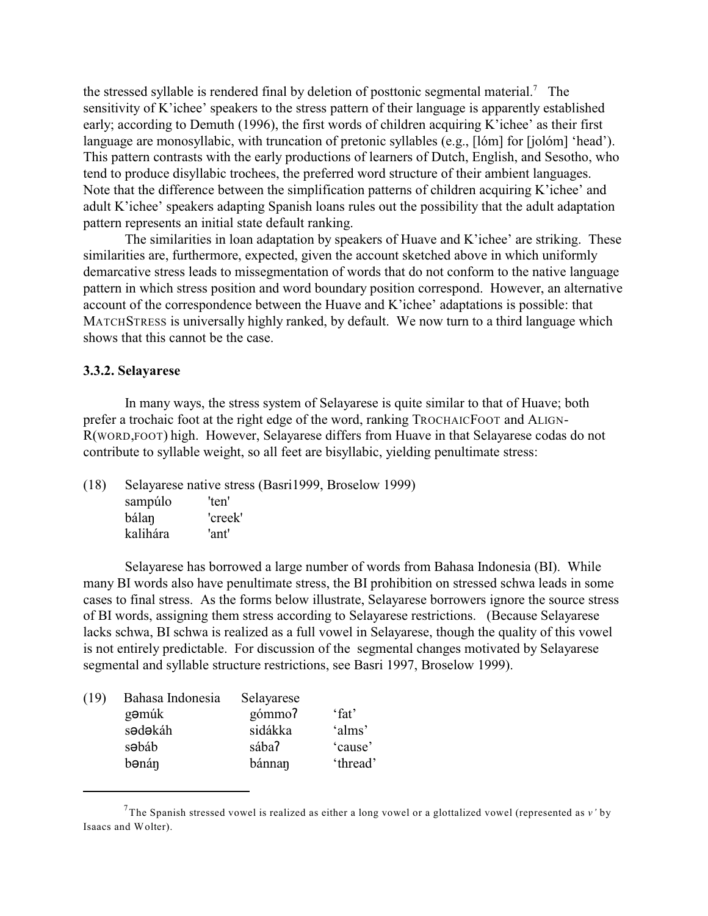the stressed syllable is rendered final by deletion of posttonic segmental material.[7] The sensitivity of K'ichee' speakers to the stress pattern of their language is apparently established early; according to Demuth (1996), the first words of children acquiring K'ichee' as their first language are monosyllabic, with truncation of pretonic syllables (e.g., [lóm] for [jolóm] 'head'). This pattern contrasts with the early productions of learners of Dutch, English, and Sesotho, who tend to produce disyllabic trochees, the preferred word structure of their ambient languages. Note that the difference between the simplification patterns of children acquiring K'ichee' and adult K'ichee' speakers adapting Spanish loans rules out the possibility that the adult adaptation pattern represents an initial state default ranking.

The similarities in loan adaptation by speakers of Huave and K'ichee' are striking. These similarities are, furthermore, expected, given the account sketched above in which uniformly demarcative stress leads to missegmentation of words that do not conform to the native language pattern in which stress position and word boundary position correspond. However, an alternative account of the correspondence between the Huave and K'ichee' adaptations is possible: that MATCHSTRESS is universally highly ranked, by default. We now turn to a third language which shows that this cannot be the case.

### 3.3.2. Selayarese

In many ways, the stress system of Selayarese is quite similar to that of Huave; both prefer a trochaic foot at the right edge of the word, ranking TROCHAICFOOT and ALIGN-R(WORD,FOOT) high. However, Selayarese differs from Huave in that Selayarese codas do not contribute to syllable weight, so all feet are bisyllabic, yielding penultimate stress:

(18) Selayarese native stress (Basri1999, Broselow 1999)

| | |
|---|---|
| sampúlo | 'ten' |
| bálaŋ | 'creek' |
| kalihára | 'ant' |

Selayarese has borrowed a large number of words from Bahasa Indonesia (BI). While many BI words also have penultimate stress, the BI prohibition on stressed schwa leads in some cases to final stress. As the forms below illustrate, Selayarese borrowers ignore the source stress of BI words, assigning them stress according to Selayarese restrictions. (Because Selayarese lacks schwa, BI schwa is realized as a full vowel in Selayarese, though the quality of this vowel is not entirely predictable. For discussion of the segmental changes motivated by Selayarese segmental and syllable structure restrictions, see Basri 1997, Broselow 1999).

(19)

| Bahasa Indonesia | Selayarese | |
|---|---|---|
| gəmúk | gómmoʔ | 'fat' |
| sədəkáh | sidákka | 'alms' |
| səbáb | sábaʔ | 'cause' |
| bənáŋ | bánnaŋ | 'thread' |

[7] The Spanish stressed vowel is realized as either a long vowel or a glottalized vowel (represented as *v'* by Isaacs and Wolter).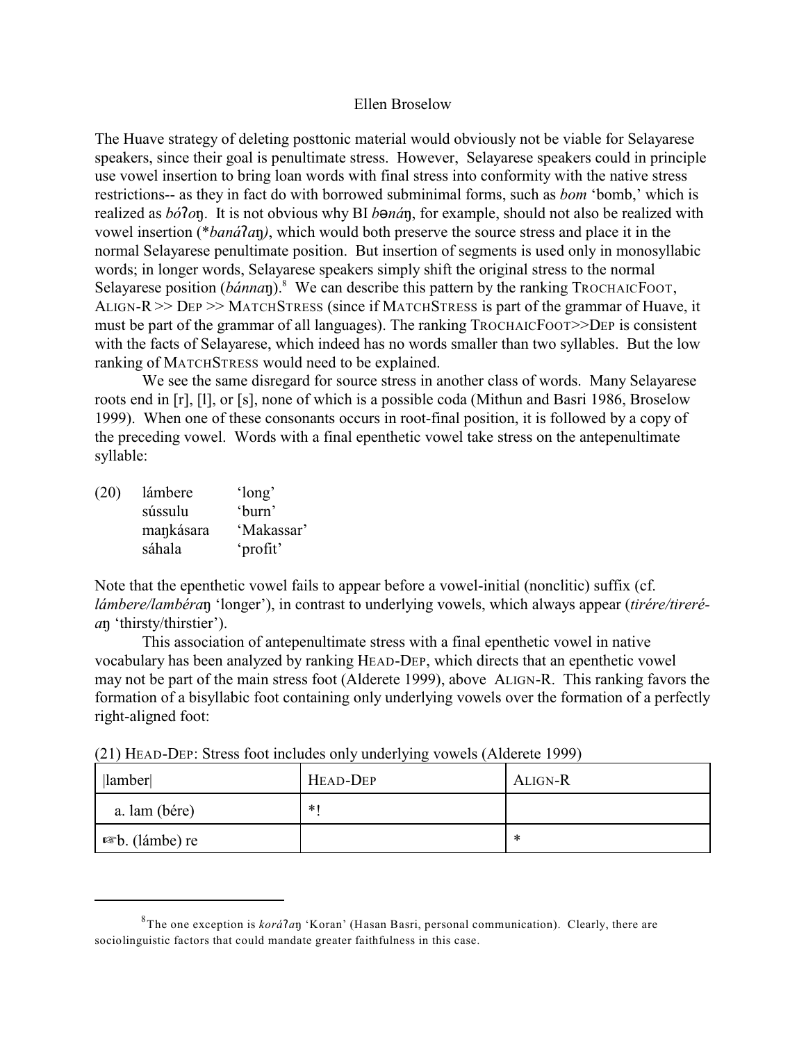The Huave strategy of deleting posttonic material would obviously not be viable for Selayarese speakers, since their goal is penultimate stress. However, Selayarese speakers could in principle use vowel insertion to bring loan words with final stress into conformity with the native stress restrictions-- as they in fact do with borrowed subminimal forms, such as *bom* 'bomb,' which is realized as *bóʔoŋ*. It is not obvious why BI *bənáŋ*, for example, should not also be realized with vowel insertion (\**banáʔaŋ)*, which would both preserve the source stress and place it in the normal Selayarese penultimate position. But insertion of segments is used only in monosyllabic words; in longer words, Selayarese speakers simply shift the original stress to the normal Selayarese position (*bánnaŋ*).[8] We can describe this pattern by the ranking TROCHAICFOOT, ALIGN-R >> DEP >> MATCHSTRESS (since if MATCHSTRESS is part of the grammar of Huave, it must be part of the grammar of all languages). The ranking TROCHAICFOOT>>DEP is consistent with the facts of Selayarese, which indeed has no words smaller than two syllables. But the low ranking of MATCHSTRESS would need to be explained.

We see the same disregard for source stress in another class of words. Many Selayarese roots end in [r], [l], or [s], none of which is a possible coda (Mithun and Basri 1986, Broselow 1999). When one of these consonants occurs in root-final position, it is followed by a copy of the preceding vowel. Words with a final epenthetic vowel take stress on the antepenultimate syllable:

(20)
lámbere 'long'
sússulu 'burn'
maŋkásara 'Makassar'
sáhala 'profit'

Note that the epenthetic vowel fails to appear before a vowel-initial (nonclitic) suffix (cf. *lámbere/lambéraŋ* 'longer'), in contrast to underlying vowels, which always appear (*tirére/tireré-aŋ* 'thirsty/thirstier').

This association of antepenultimate stress with a final epenthetic vowel in native vocabulary has been analyzed by ranking HEAD-DEP, which directs that an epenthetic vowel may not be part of the main stress foot (Alderete 1999), above ALIGN-R. This ranking favors the formation of a bisyllabic foot containing only underlying vowels over the formation of a perfectly right-aligned foot:

(21) HEAD-DEP: Stress foot includes only underlying vowels (Alderete 1999)

| \|lamber\| | HEAD-DEP | ALIGN-R |
|---|---|---|
| a. lam (bére) | *! | |
| ☞b. (lámbe) re | | * |

[8] The one exception is *koráʔaŋ* 'Koran' (Hasan Basri, personal communication). Clearly, there are sociolinguistic factors that could mandate greater faithfulness in this case.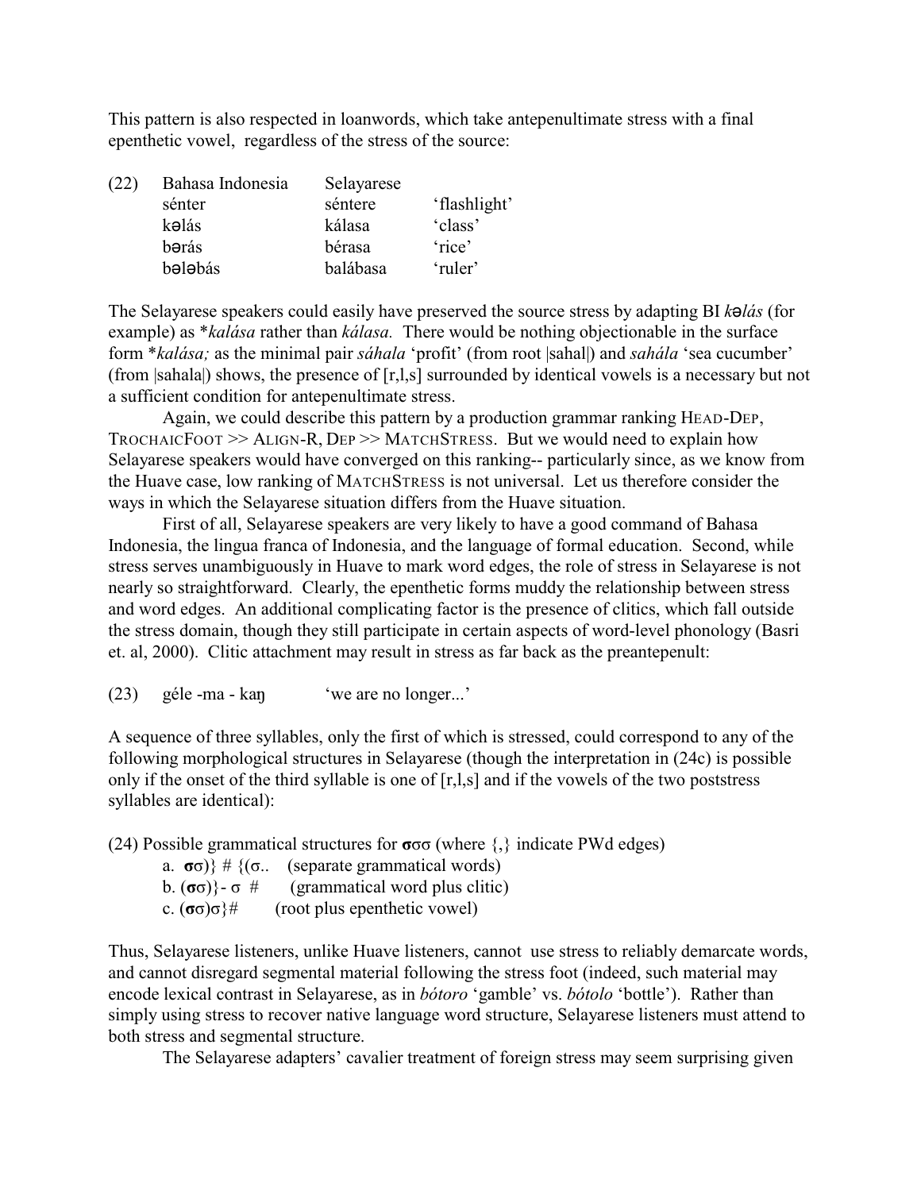This pattern is also respected in loanwords, which take antepenultimate stress with a final epenthetic vowel, regardless of the stress of the source:

| (22) | Bahasa Indonesia | Selayarese | |
|---|---|---|---|
| | sénter | séntere | 'flashlight' |
| | kəlás | kálasa | 'class' |
| | bərás | bérasa | 'rice' |
| | bələbás | balábasa | 'ruler' |

The Selayarese speakers could easily have preserved the source stress by adapting BI *kəlás* (for example) as \**kalása* rather than *kálasa.* There would be nothing objectionable in the surface form \**kalása;* as the minimal pair *sáhala* 'profit' (from root |sahal|) and *sahála* 'sea cucumber' (from |sahala|) shows, the presence of [r,l,s] surrounded by identical vowels is a necessary but not a sufficient condition for antepenultimate stress.

Again, we could describe this pattern by a production grammar ranking HEAD-DEP, TROCHAICFOOT >> ALIGN-R, DEP >> MATCHSTRESS. But we would need to explain how Selayarese speakers would have converged on this ranking-- particularly since, as we know from the Huave case, low ranking of MATCHSTRESS is not universal. Let us therefore consider the ways in which the Selayarese situation differs from the Huave situation.

First of all, Selayarese speakers are very likely to have a good command of Bahasa Indonesia, the lingua franca of Indonesia, and the language of formal education. Second, while stress serves unambiguously in Huave to mark word edges, the role of stress in Selayarese is not nearly so straightforward. Clearly, the epenthetic forms muddy the relationship between stress and word edges. An additional complicating factor is the presence of clitics, which fall outside the stress domain, though they still participate in certain aspects of word-level phonology (Basri et. al, 2000). Clitic attachment may result in stress as far back as the preantepenult:

(23) géle -ma - kaŋ 'we are no longer...'

A sequence of three syllables, only the first of which is stressed, could correspond to any of the following morphological structures in Selayarese (though the interpretation in (24c) is possible only if the onset of the third syllable is one of [r,l,s] and if the vowels of the two poststress syllables are identical):

(24) Possible grammatical structures for **σ**σσ (where {,} indicate PWd edges)

a. **σ**σ)} # {(σ.. (separate grammatical words)

b. (**σ**σ)}- σ # (grammatical word plus clitic)

c. (**σ**σ)σ}# (root plus epenthetic vowel)

Thus, Selayarese listeners, unlike Huave listeners, cannot use stress to reliably demarcate words, and cannot disregard segmental material following the stress foot (indeed, such material may encode lexical contrast in Selayarese, as in *bótoro* 'gamble' vs. *bótolo* 'bottle'). Rather than simply using stress to recover native language word structure, Selayarese listeners must attend to both stress and segmental structure.

The Selayarese adapters' cavalier treatment of foreign stress may seem surprising given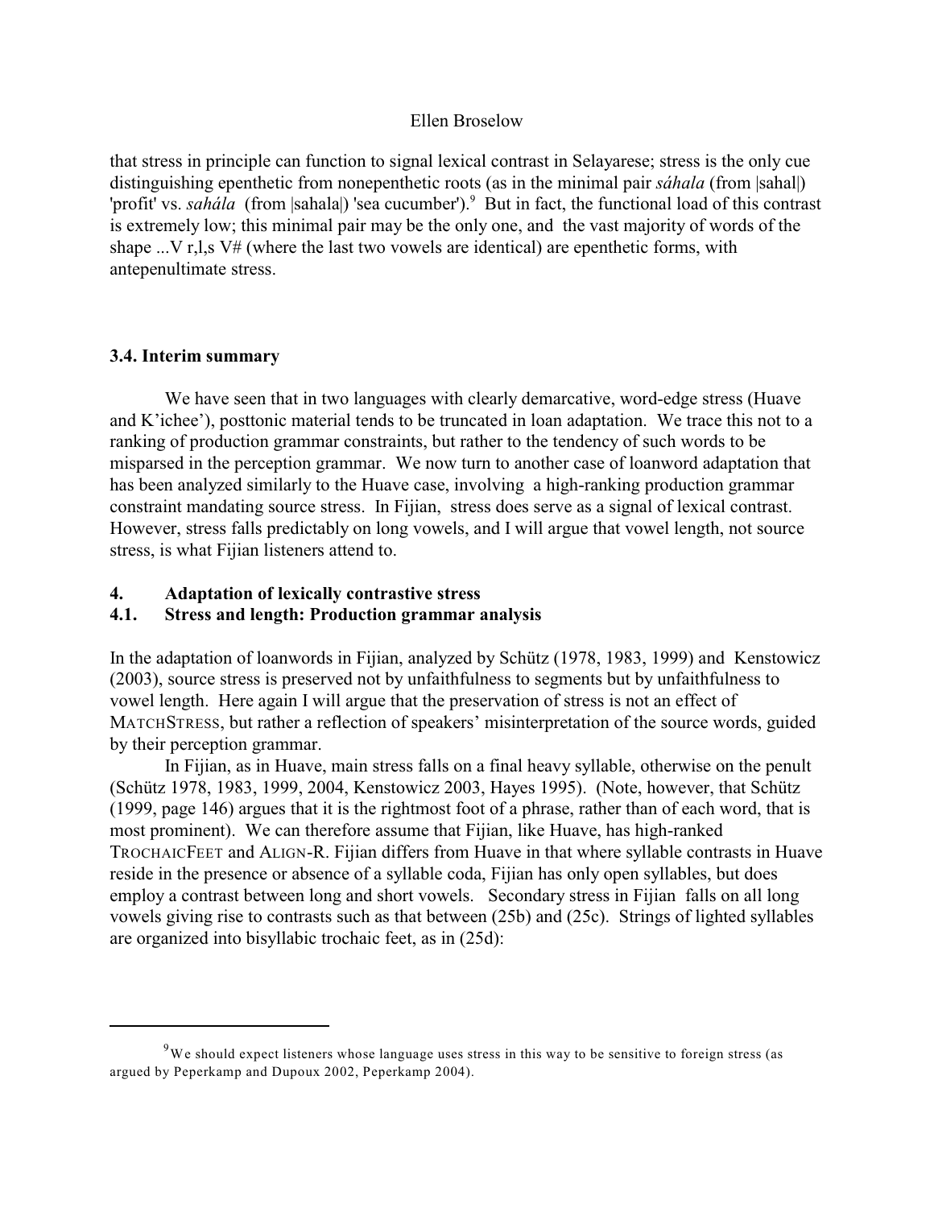that stress in principle can function to signal lexical contrast in Selayarese; stress is the only cue distinguishing epenthetic from nonepenthetic roots (as in the minimal pair *sáhala* (from |sahal|) 'profit' vs. *sahála* (from |sahala|) 'sea cucumber').[9] But in fact, the functional load of this contrast is extremely low; this minimal pair may be the only one, and the vast majority of words of the shape ...V r,l,s V# (where the last two vowels are identical) are epenthetic forms, with antepenultimate stress.

### 3.4. Interim summary

We have seen that in two languages with clearly demarcative, word-edge stress (Huave and K'ichee'), posttonic material tends to be truncated in loan adaptation. We trace this not to a ranking of production grammar constraints, but rather to the tendency of such words to be misparsed in the perception grammar. We now turn to another case of loanword adaptation that has been analyzed similarly to the Huave case, involving a high-ranking production grammar constraint mandating source stress. In Fijian, stress does serve as a signal of lexical contrast. However, stress falls predictably on long vowels, and I will argue that vowel length, not source stress, is what Fijian listeners attend to.

## 4. Adaptation of lexically contrastive stress

### 4.1. Stress and length: Production grammar analysis

In the adaptation of loanwords in Fijian, analyzed by Schütz (1978, 1983, 1999) and Kenstowicz (2003), source stress is preserved not by unfaithfulness to segments but by unfaithfulness to vowel length. Here again I will argue that the preservation of stress is not an effect of MATCHSTRESS, but rather a reflection of speakers' misinterpretation of the source words, guided by their perception grammar.

In Fijian, as in Huave, main stress falls on a final heavy syllable, otherwise on the penult (Schütz 1978, 1983, 1999, 2004, Kenstowicz 2003, Hayes 1995). (Note, however, that Schütz (1999, page 146) argues that it is the rightmost foot of a phrase, rather than of each word, that is most prominent). We can therefore assume that Fijian, like Huave, has high-ranked TROCHAICFEET and ALIGN-R. Fijian differs from Huave in that where syllable contrasts in Huave reside in the presence or absence of a syllable coda, Fijian has only open syllables, but does employ a contrast between long and short vowels. Secondary stress in Fijian falls on all long vowels giving rise to contrasts such as that between (25b) and (25c). Strings of lighted syllables are organized into bisyllabic trochaic feet, as in (25d):

---

[9] We should expect listeners whose language uses stress in this way to be sensitive to foreign stress (as argued by Peperkamp and Dupoux 2002, Peperkamp 2004).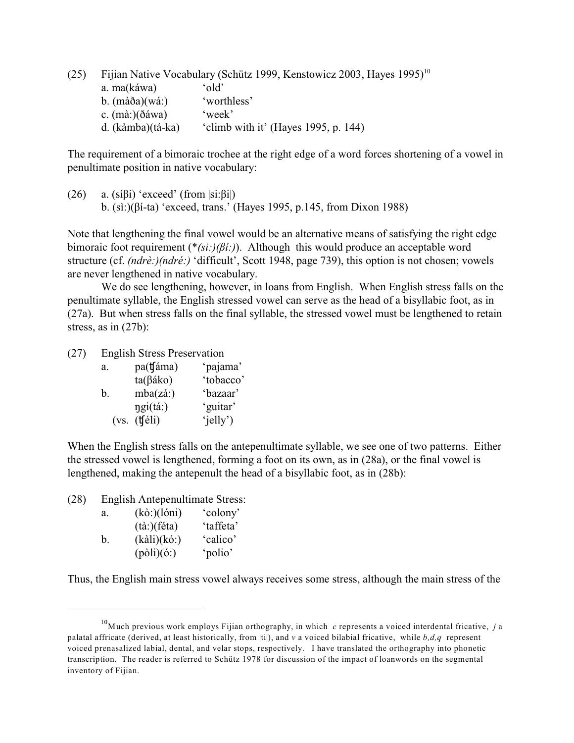(25) Fijian Native Vocabulary (Schütz 1999, Kenstowicz 2003, Hayes 1995)[10]

| | | |
|---|---|---|
| | a. ma(káwa) | 'old' |
| | b. (màða)(wá:) | 'worthless' |
| | c. (mà:)(ðáwa) | 'week' |
| | d. (kàmba)(tá-ka) | 'climb with it' (Hayes 1995, p. 144) |

The requirement of a bimoraic trochee at the right edge of a word forces shortening of a vowel in penultimate position in native vocabulary:

(26) a. (síβi) 'exceed' (from |si:βi|)
b. (sì:)(βí-ta) 'exceed, trans.' (Hayes 1995, p.145, from Dixon 1988)

Note that lengthening the final vowel would be an alternative means of satisfying the right edge bimoraic foot requirement (**(si:)(βí:)*). Although this would produce an acceptable word structure (cf. *(ndrè:)(ndré:)* 'difficult', Scott 1948, page 739), this option is not chosen; vowels are never lengthened in native vocabulary.

We do see lengthening, however, in loans from English. When English stress falls on the penultimate syllable, the English stressed vowel can serve as the head of a bisyllabic foot, as in (27a). But when stress falls on the final syllable, the stressed vowel must be lengthened to retain stress, as in (27b):

(27) English Stress Preservation

| | | |
|---|---|---|
| a. | pa(ʧáma) | 'pajama' |
| | ta(βáko) | 'tobacco' |
| b. | mba(zá:) | 'bazaar' |
| | ŋgi(tá:) | 'guitar' |
| (vs. | (ʧéli) | 'jelly') |

When the English stress falls on the antepenultimate syllable, we see one of two patterns. Either the stressed vowel is lengthened, forming a foot on its own, as in (28a), or the final vowel is lengthened, making the antepenult the head of a bisyllabic foot, as in (28b):

(28) English Antepenultimate Stress:

| | | |
|---|---|---|
| a. | (kò:)(lóni) | 'colony' |
| | (tà:)(féta) | 'taffeta' |
| b. | (kàli)(kó:) | 'calico' |
| | (pòli)(ó:) | 'polio' |

Thus, the English main stress vowel always receives some stress, although the main stress of the

[10] Much previous work employs Fijian orthography, in which *c* represents a voiced interdental fricative, *j* a palatal affricate (derived, at least historically, from |ti|), and *v* a voiced bilabial fricative, while *b,d,q* represent voiced prenasalized labial, dental, and velar stops, respectively. I have translated the orthography into phonetic transcription. The reader is referred to Schütz 1978 for discussion of the impact of loanwords on the segmental inventory of Fijian.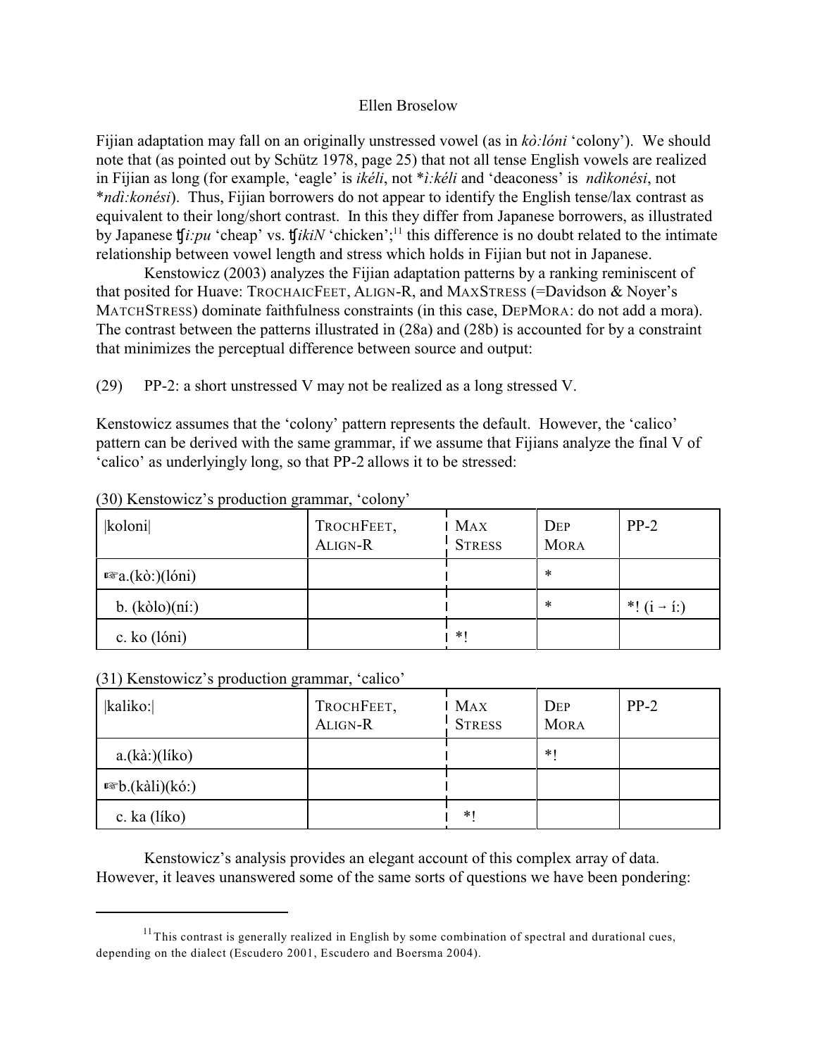Fijian adaptation may fall on an originally unstressed vowel (as in *kò:lóni* 'colony'). We should note that (as pointed out by Schütz 1978, page 25) that not all tense English vowels are realized in Fijian as long (for example, 'eagle' is *ikéli*, not *\*ì:kéli* and 'deaconess' is *ndìkonési*, not *\*ndì:konési*). Thus, Fijian borrowers do not appear to identify the English tense/lax contrast as equivalent to their long/short contrast. In this they differ from Japanese borrowers, as illustrated by Japanese *ʧi:pu* 'cheap' vs. *ʧikiN* 'chicken';[11] this difference is no doubt related to the intimate relationship between vowel length and stress which holds in Fijian but not in Japanese.

Kenstowicz (2003) analyzes the Fijian adaptation patterns by a ranking reminiscent of that posited for Huave: TROCHAICFEET, ALIGN-R, and MAXSTRESS (=Davidson & Noyer's MATCHSTRESS) dominate faithfulness constraints (in this case, DEPMORA: do not add a mora). The contrast between the patterns illustrated in (28a) and (28b) is accounted for by a constraint that minimizes the perceptual difference between source and output:

(29) PP-2: a short unstressed V may not be realized as a long stressed V.

Kenstowicz assumes that the 'colony' pattern represents the default. However, the 'calico' pattern can be derived with the same grammar, if we assume that Fijians analyze the final V of 'calico' as underlyingly long, so that PP-2 allows it to be stressed:

(30) Kenstowicz's production grammar, 'colony'

| \|koloni\| | TROCHFEET, ALIGN-R | MAX STRESS | DEP MORA | PP-2 |
|---|---|---|---|---|
| ☞a.(kò:)(lóni) | | | * | |
| b. (kòlo)(ní:) | | | * | *! (i → í:) |
| c. ko (lóni) | | *! | | |

(31) Kenstowicz's production grammar, 'calico'

| \|kaliko:\| | TROCHFEET, ALIGN-R | MAX STRESS | DEP MORA | PP-2 |
|---|---|---|---|---|
| a.(kà:)(líko) | | | *! | |
| ☞b.(kàli)(kó:) | | | | |
| c. ka (líko) | | *! | | |

Kenstowicz's analysis provides an elegant account of this complex array of data. However, it leaves unanswered some of the same sorts of questions we have been pondering:

[11] This contrast is generally realized in English by some combination of spectral and durational cues, depending on the dialect (Escudero 2001, Escudero and Boersma 2004).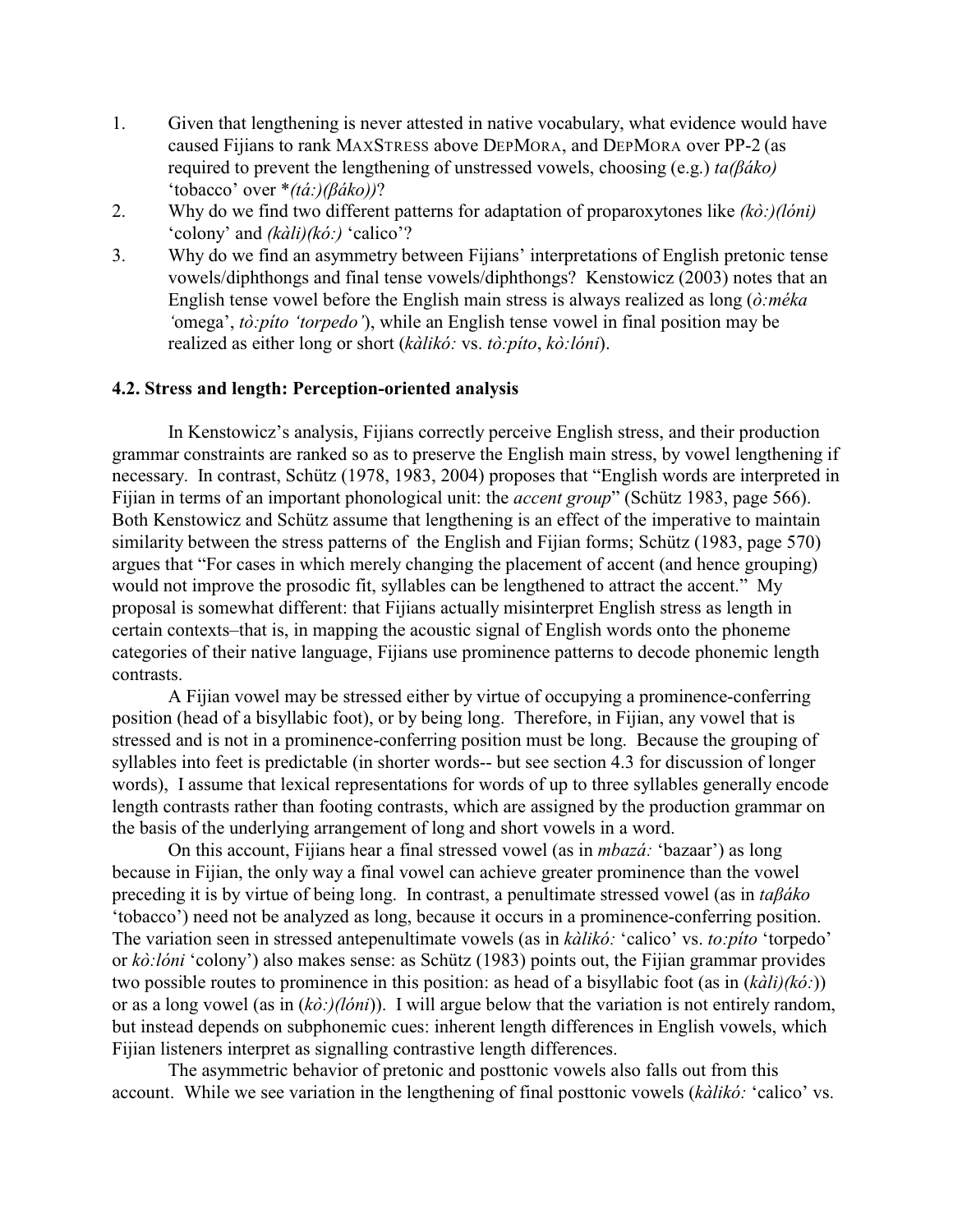1. Given that lengthening is never attested in native vocabulary, what evidence would have caused Fijians to rank MAXSTRESS above DEPMORA, and DEPMORA over PP-2 (as required to prevent the lengthening of unstressed vowels, choosing (e.g.) *ta(βáko)* 'tobacco' over **(tá:)(βáko))*?
2. Why do we find two different patterns for adaptation of proparoxytones like *(kò:)(lóni)* 'colony' and *(kàli)(kó:)* 'calico'?
3. Why do we find an asymmetry between Fijians' interpretations of English pretonic tense vowels/diphthongs and final tense vowels/diphthongs? Kenstowicz (2003) notes that an English tense vowel before the English main stress is always realized as long (*ò:méka* 'omega', *tò:píto 'torpedo'*), while an English tense vowel in final position may be realized as either long or short (*kàlikó:* vs. *tò:píto*, *kò:lóni*).

### 4.2. Stress and length: Perception-oriented analysis

In Kenstowicz's analysis, Fijians correctly perceive English stress, and their production grammar constraints are ranked so as to preserve the English main stress, by vowel lengthening if necessary. In contrast, Schütz (1978, 1983, 2004) proposes that "English words are interpreted in Fijian in terms of an important phonological unit: the *accent group*" (Schütz 1983, page 566). Both Kenstowicz and Schütz assume that lengthening is an effect of the imperative to maintain similarity between the stress patterns of the English and Fijian forms; Schütz (1983, page 570) argues that "For cases in which merely changing the placement of accent (and hence grouping) would not improve the prosodic fit, syllables can be lengthened to attract the accent." My proposal is somewhat different: that Fijians actually misinterpret English stress as length in certain contexts–that is, in mapping the acoustic signal of English words onto the phoneme categories of their native language, Fijians use prominence patterns to decode phonemic length contrasts.

A Fijian vowel may be stressed either by virtue of occupying a prominence-conferring position (head of a bisyllabic foot), or by being long. Therefore, in Fijian, any vowel that is stressed and is not in a prominence-conferring position must be long. Because the grouping of syllables into feet is predictable (in shorter words-- but see section 4.3 for discussion of longer words), I assume that lexical representations for words of up to three syllables generally encode length contrasts rather than footing contrasts, which are assigned by the production grammar on the basis of the underlying arrangement of long and short vowels in a word.

On this account, Fijians hear a final stressed vowel (as in *mbazá:* 'bazaar') as long because in Fijian, the only way a final vowel can achieve greater prominence than the vowel preceding it is by virtue of being long. In contrast, a penultimate stressed vowel (as in *taβáko* 'tobacco') need not be analyzed as long, because it occurs in a prominence-conferring position. The variation seen in stressed antepenultimate vowels (as in *kàlikó:* 'calico' vs. *to:píto* 'torpedo' or *kò:lóni* 'colony') also makes sense: as Schütz (1983) points out, the Fijian grammar provides two possible routes to prominence in this position: as head of a bisyllabic foot (as in *(kàli)(kó:)*) or as a long vowel (as in *(kò:)(lóni)*). I will argue below that the variation is not entirely random, but instead depends on subphonemic cues: inherent length differences in English vowels, which Fijian listeners interpret as signalling contrastive length differences.

The asymmetric behavior of pretonic and posttonic vowels also falls out from this account. While we see variation in the lengthening of final posttonic vowels (*kàlikó:* 'calico' vs.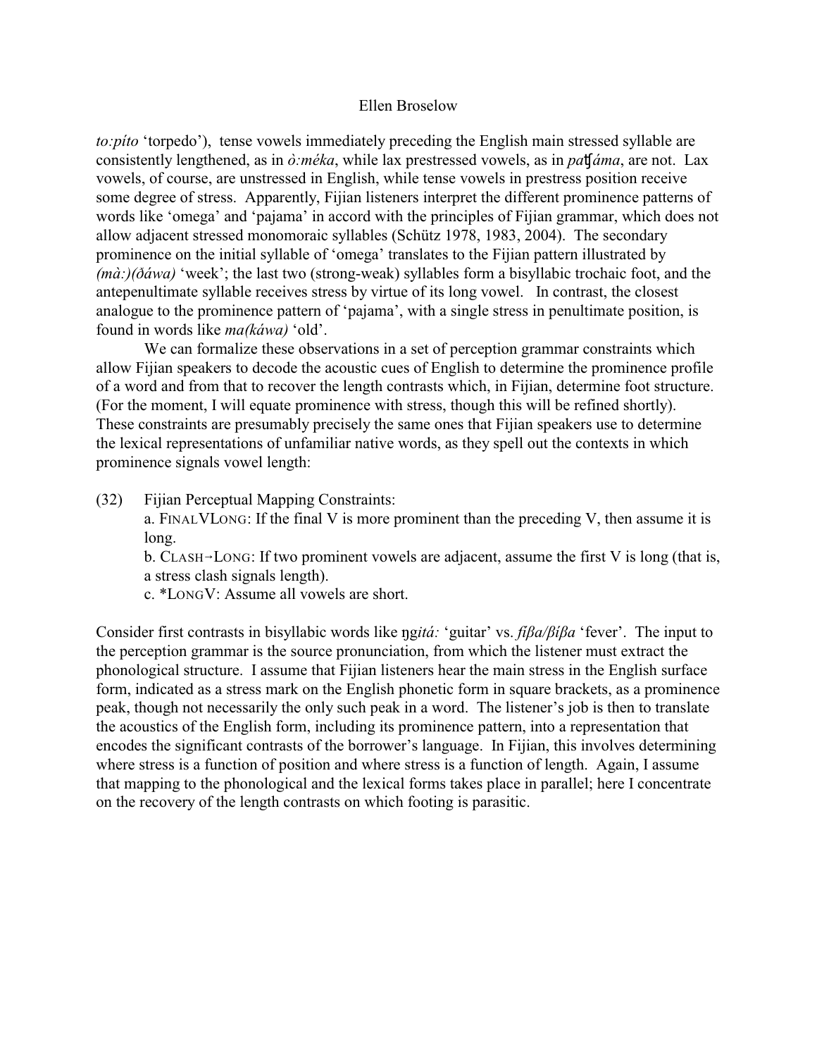*to:píto* 'torpedo'), tense vowels immediately preceding the English main stressed syllable are consistently lengthened, as in *ò:méka*, while lax prestressed vowels, as in *paʧáma*, are not. Lax vowels, of course, are unstressed in English, while tense vowels in prestress position receive some degree of stress. Apparently, Fijian listeners interpret the different prominence patterns of words like 'omega' and 'pajama' in accord with the principles of Fijian grammar, which does not allow adjacent stressed monomoraic syllables (Schütz 1978, 1983, 2004). The secondary prominence on the initial syllable of 'omega' translates to the Fijian pattern illustrated by *(mà:)(ðáwa)* 'week'; the last two (strong-weak) syllables form a bisyllabic trochaic foot, and the antepenultimate syllable receives stress by virtue of its long vowel. In contrast, the closest analogue to the prominence pattern of 'pajama', with a single stress in penultimate position, is found in words like *ma(káwa)* 'old'.

We can formalize these observations in a set of perception grammar constraints which allow Fijian speakers to decode the acoustic cues of English to determine the prominence profile of a word and from that to recover the length contrasts which, in Fijian, determine foot structure. (For the moment, I will equate prominence with stress, though this will be refined shortly). These constraints are presumably precisely the same ones that Fijian speakers use to determine the lexical representations of unfamiliar native words, as they spell out the contexts in which prominence signals vowel length:

(32) Fijian Perceptual Mapping Constraints:

a. FINALVLONG: If the final V is more prominent than the preceding V, then assume it is long.

b. CLASH→LONG: If two prominent vowels are adjacent, assume the first V is long (that is, a stress clash signals length).

c. *LONGV: Assume all vowels are short.

Consider first contrasts in bisyllabic words like ŋ*gitá:* 'guitar' vs. *fíβa/βíβa* 'fever'. The input to the perception grammar is the source pronunciation, from which the listener must extract the phonological structure. I assume that Fijian listeners hear the main stress in the English surface form, indicated as a stress mark on the English phonetic form in square brackets, as a prominence peak, though not necessarily the only such peak in a word. The listener's job is then to translate the acoustics of the English form, including its prominence pattern, into a representation that encodes the significant contrasts of the borrower's language. In Fijian, this involves determining where stress is a function of position and where stress is a function of length. Again, I assume that mapping to the phonological and the lexical forms takes place in parallel; here I concentrate on the recovery of the length contrasts on which footing is parasitic.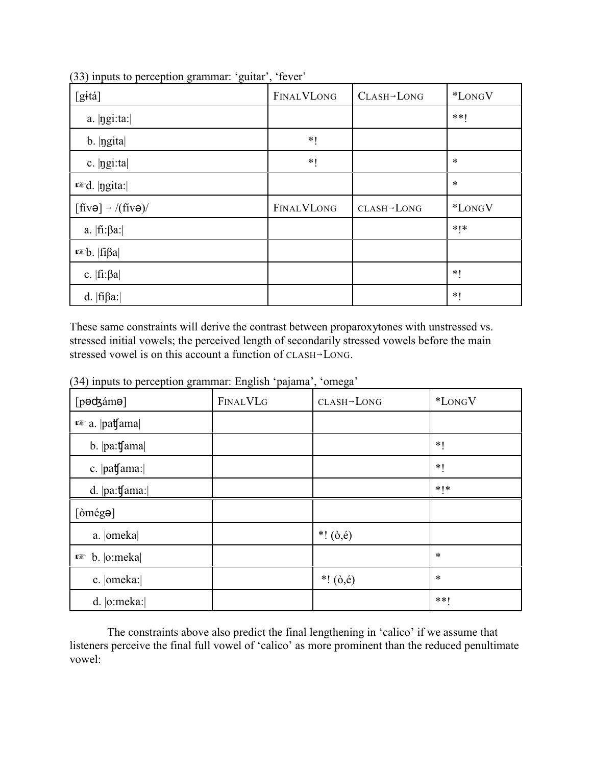(33) inputs to perception grammar: 'guitar', 'fever'

| [gɨtá] | FinalVLong | Clash→Long | *LongV |
|---|---|---|---|
| a. \|ŋgi:ta:\| | | | **! |
| b. \|ŋgita\| | *! | | |
| c. \|ŋgi:ta\| | *! | | * |
| ☞d. \|ŋgita:\| | | | * |
| [fívə] → /(fívə)/ | FinalVLong | clash→Long | *LongV |
| a. \|fi:βa:\| | | | *!* |
| ☞b. \|fiβa\| | | | |
| c. \|fi:βa\| | | | *! |
| d. \|fiβa:\| | | | *! |

These same constraints will derive the contrast between proparoxytones with unstressed vs. stressed initial vowels; the perceived length of secondarily stressed vowels before the main stressed vowel is on this account a function of clash→Long.

(34) inputs to perception grammar: English 'pajama', 'omega'

| [pəʤámə] | FinalVLg | clash→Long | *LongV |
|---|---|---|---|
| ☞ a. \|paʧama\| | | | |
| b. \|pa:ʧama\| | | | *! |
| c. \|paʧama:\| | | | *! |
| d. \|pa:ʧama:\| | | | *!* |
| [òmégə] | | | |
| a. \|omeka\| | | *! (ò,é) | |
| ☞ b. \|o:meka\| | | | * |
| c. \|omeka:\| | | *! (ò,é) | * |
| d. \|o:meka:\| | | | **! |

The constraints above also predict the final lengthening in 'calico' if we assume that listeners perceive the final full vowel of 'calico' as more prominent than the reduced penultimate vowel: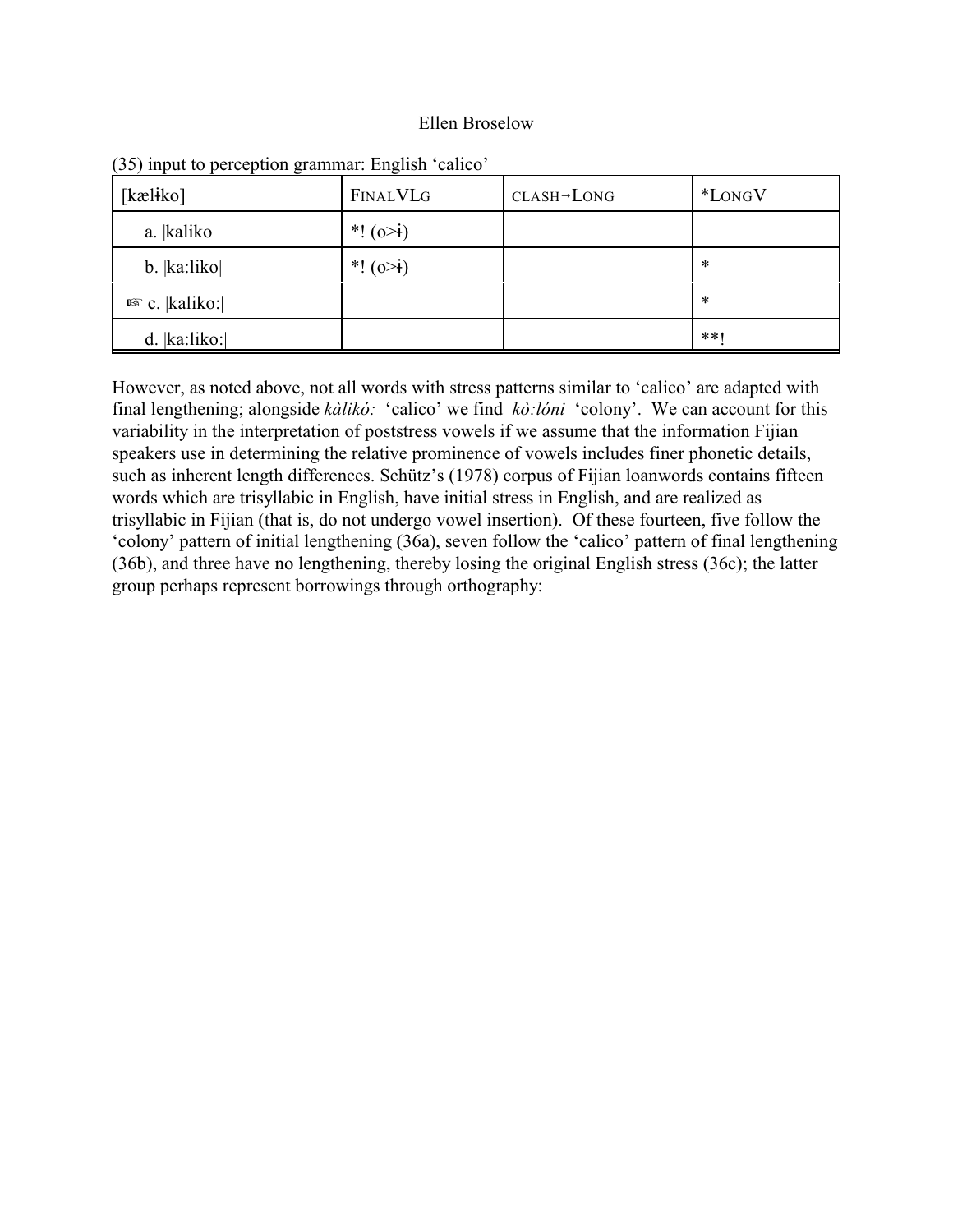(35) input to perception grammar: English ‘calico’

| [kælɨko] | FinalVLg | clash→Long | *LongV |
|---|---|---|---|
| a. \|kaliko\| | *! (o>ɨ) | | |
| b. \|ka:liko\| | *! (o>ɨ) | | * |
| ☞ c. \|kaliko:\| | | | * |
| d. \|ka:liko:\| | | | **! |

However, as noted above, not all words with stress patterns similar to ‘calico’ are adapted with final lengthening; alongside *kàlikó:* ‘calico’ we find *kò:lóni* ‘colony’. We can account for this variability in the interpretation of poststress vowels if we assume that the information Fijian speakers use in determining the relative prominence of vowels includes finer phonetic details, such as inherent length differences. Schütz’s (1978) corpus of Fijian loanwords contains fifteen words which are trisyllabic in English, have initial stress in English, and are realized as trisyllabic in Fijian (that is, do not undergo vowel insertion). Of these fourteen, five follow the ‘colony’ pattern of initial lengthening (36a), seven follow the ‘calico’ pattern of final lengthening (36b), and three have no lengthening, thereby losing the original English stress (36c); the latter group perhaps represent borrowings through orthography: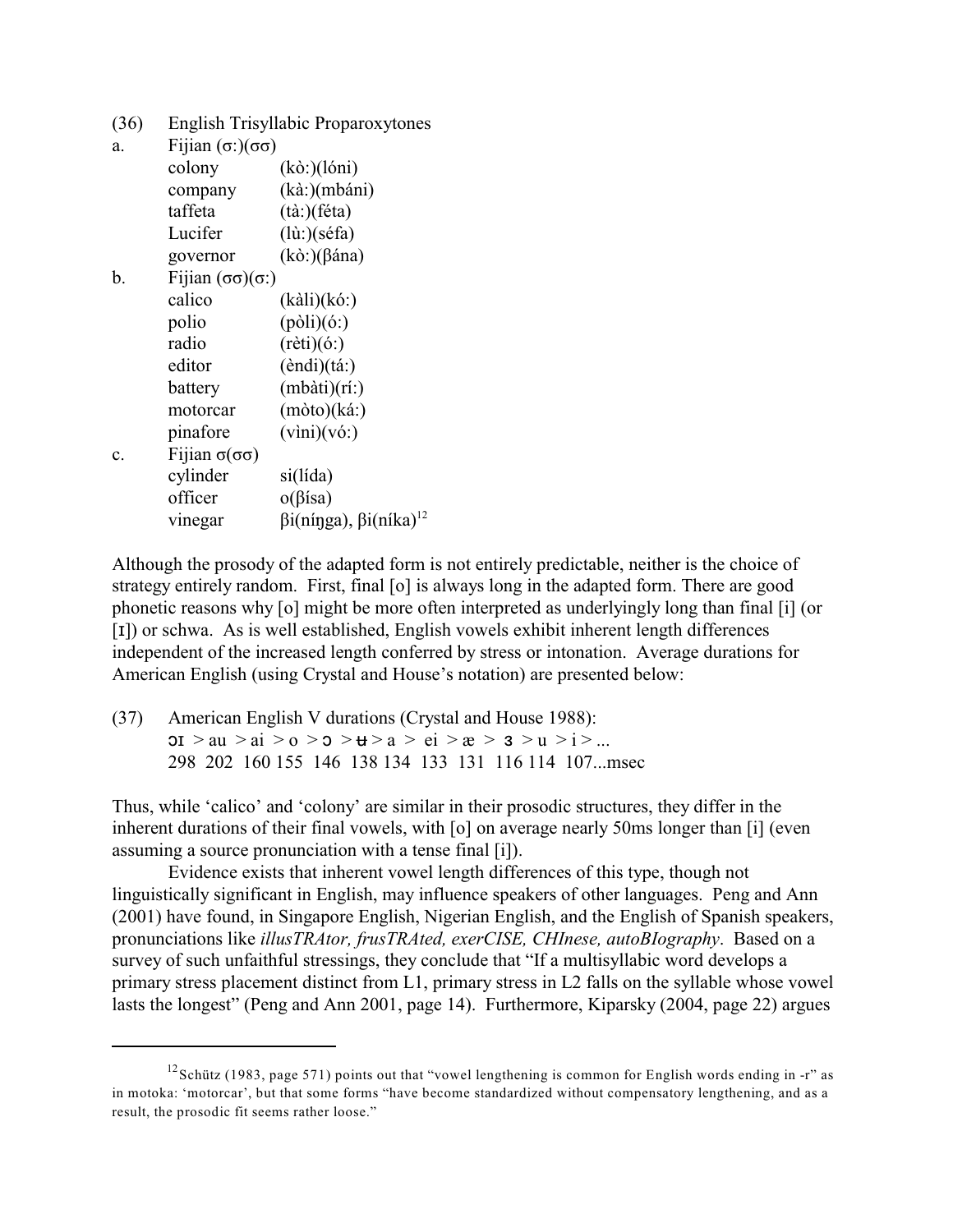(36) English Trisyllabic Proparoxytones

a. Fijian (σː)(σσ)

| | |
|---|---|
| colony | (kòː)(lóni) |
| company | (kàː)(mbáni) |
| taffeta | (tàː)(féta) |
| Lucifer | (lùː)(séfa) |
| governor | (kòː)(βána) |

b. Fijian (σσ)(σː)

| | |
|---|---|
| calico | (kàli)(kóː) |
| polio | (pòli)(óː) |
| radio | (rèti)(óː) |
| editor | (èndi)(táː) |
| battery | (mbàti)(ríː) |
| motorcar | (mòto)(káː) |
| pinafore | (vìni)(vóː) |

c. Fijian σ(σσ)

| | |
|---|---|
| cylinder | si(lída) |
| officer | o(βísa) |
| vinegar | βi(níŋga), βi(níka)[12] |

Although the prosody of the adapted form is not entirely predictable, neither is the choice of strategy entirely random. First, final [o] is always long in the adapted form. There are good phonetic reasons why [o] might be more often interpreted as underlyingly long than final [i] (or [ɪ]) or schwa. As is well established, English vowels exhibit inherent length differences independent of the increased length conferred by stress or intonation. Average durations for American English (using Crystal and House's notation) are presented below:

(37) American English V durations (Crystal and House 1988):

ɔɪ > au > ai > o > ɔ > ʉ > a > ei > æ > ɜ > u > i > ...
298 202 160 155 146 138 134 133 131 116 114 107...msec

Thus, while 'calico' and 'colony' are similar in their prosodic structures, they differ in the inherent durations of their final vowels, with [o] on average nearly 50ms longer than [i] (even assuming a source pronunciation with a tense final [i]).

Evidence exists that inherent vowel length differences of this type, though not linguistically significant in English, may influence speakers of other languages. Peng and Ann (2001) have found, in Singapore English, Nigerian English, and the English of Spanish speakers, pronunciations like *illusTRAtor, frusTRAted, exerCISE, CHInese, autoBIography*. Based on a survey of such unfaithful stressings, they conclude that "If a multisyllabic word develops a primary stress placement distinct from L1, primary stress in L2 falls on the syllable whose vowel lasts the longest" (Peng and Ann 2001, page 14). Furthermore, Kiparsky (2004, page 22) argues

[12] Schütz (1983, page 571) points out that "vowel lengthening is common for English words ending in -r" as in motoka: 'motorcar', but that some forms "have become standardized without compensatory lengthening, and as a result, the prosodic fit seems rather loose."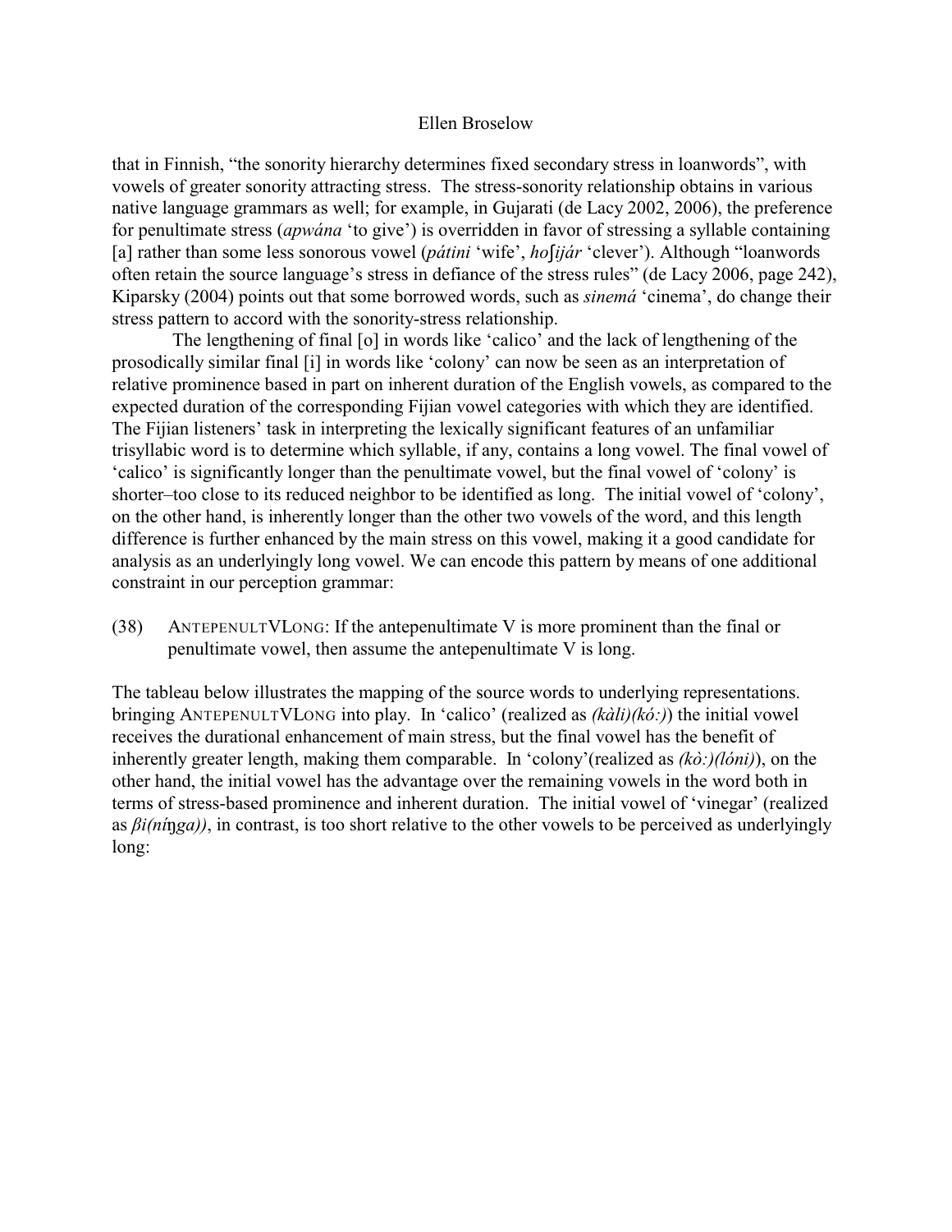that in Finnish, "the sonority hierarchy determines fixed secondary stress in loanwords", with vowels of greater sonority attracting stress. The stress-sonority relationship obtains in various native language grammars as well; for example, in Gujarati (de Lacy 2002, 2006), the preference for penultimate stress (*apwána* 'to give') is overridden in favor of stressing a syllable containing [a] rather than some less sonorous vowel (*pátini* 'wife', *hoʃijár* 'clever'). Although "loanwords often retain the source language's stress in defiance of the stress rules" (de Lacy 2006, page 242), Kiparsky (2004) points out that some borrowed words, such as *sinemá* 'cinema', do change their stress pattern to accord with the sonority-stress relationship.

The lengthening of final [o] in words like 'calico' and the lack of lengthening of the prosodically similar final [i] in words like 'colony' can now be seen as an interpretation of relative prominence based in part on inherent duration of the English vowels, as compared to the expected duration of the corresponding Fijian vowel categories with which they are identified. The Fijian listeners' task in interpreting the lexically significant features of an unfamiliar trisyllabic word is to determine which syllable, if any, contains a long vowel. The final vowel of 'calico' is significantly longer than the penultimate vowel, but the final vowel of 'colony' is shorter–too close to its reduced neighbor to be identified as long. The initial vowel of 'colony', on the other hand, is inherently longer than the other two vowels of the word, and this length difference is further enhanced by the main stress on this vowel, making it a good candidate for analysis as an underlyingly long vowel. We can encode this pattern by means of one additional constraint in our perception grammar:

(38) ANTEPENULTVLONG: If the antepenultimate V is more prominent than the final or penultimate vowel, then assume the antepenultimate V is long.

The tableau below illustrates the mapping of the source words to underlying representations. bringing ANTEPENULTVLONG into play. In 'calico' (realized as *(kàli)(kó:)*) the initial vowel receives the durational enhancement of main stress, but the final vowel has the benefit of inherently greater length, making them comparable. In 'colony'(realized as *(kò:)(lóni)*), on the other hand, the initial vowel has the advantage over the remaining vowels in the word both in terms of stress-based prominence and inherent duration. The initial vowel of 'vinegar' (realized as *βi(níŋga))*, in contrast, is too short relative to the other vowels to be perceived as underlyingly long: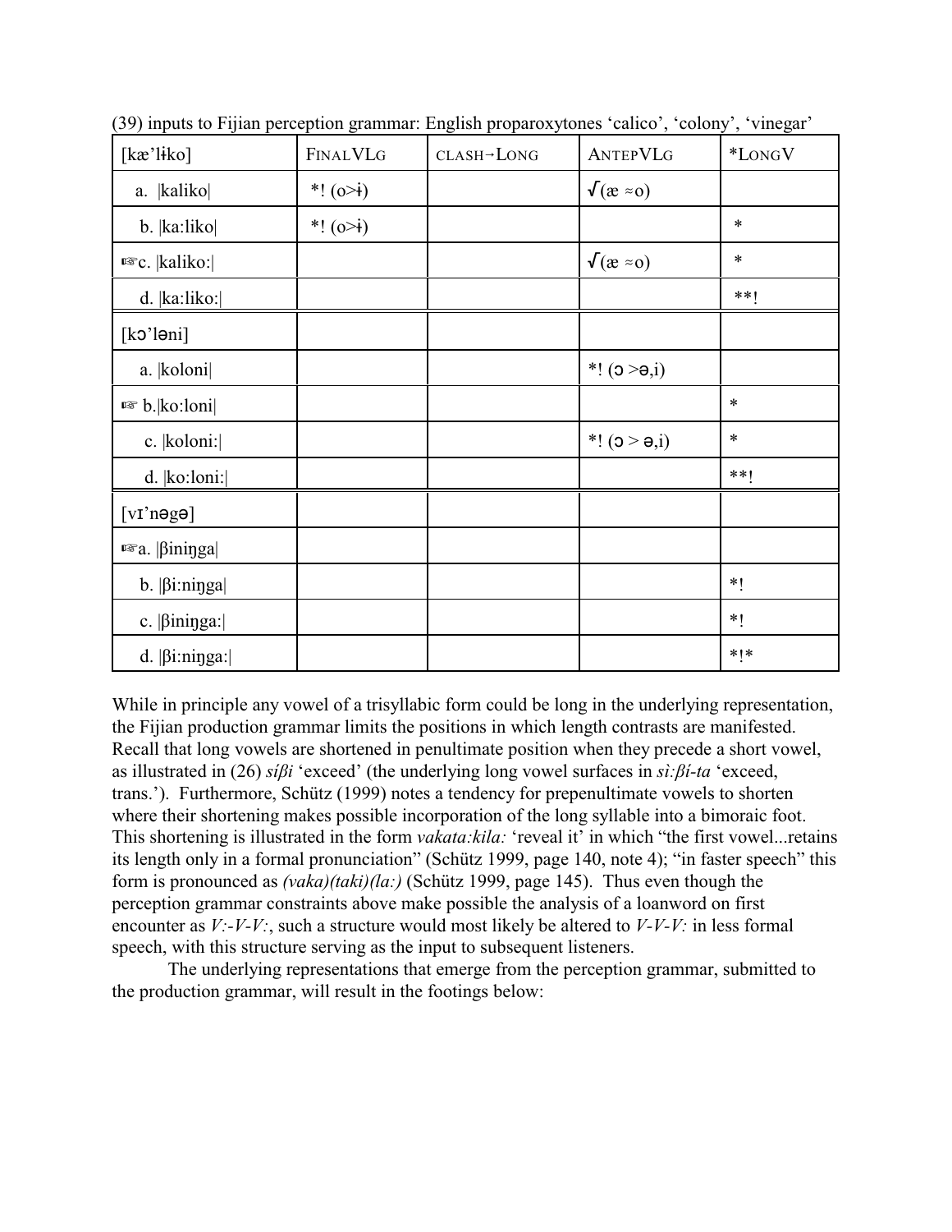(39) inputs to Fijian perception grammar: English proparoxytones 'calico', 'colony', 'vinegar'

| [kæ'lɨko] | FINALVLG | CLASH→LONG | ANTEPVLG | *LONGV |
|---|---|---|---|---|
| a. \|kaliko\| | *! (o>ɨ) | | √(æ ≈o) | |
| b. \|ka:liko\| | *! (o>ɨ) | | | * |
| ☞c. \|kaliko:\| | | | √(æ ≈o) | * |
| d. \|ka:liko:\| | | | | **! |
| [kɔ'ləni] | | | | |
| a. \|koloni\| | | | *! (ɔ >ə,i) | |
| ☞ b.\|ko:loni\| | | | | * |
| c. \|koloni:\| | | | *! (ɔ > ə,i) | * |
| d. \|ko:loni:\| | | | | **! |
| [vɪ'nəgə] | | | | |
| ☞a. \|βiniŋga\| | | | | |
| b. \|βi:niŋga\| | | | | *! |
| c. \|βiniŋga:\| | | | | *! |
| d. \|βi:niŋga:\| | | | | *!* |

While in principle any vowel of a trisyllabic form could be long in the underlying representation, the Fijian production grammar limits the positions in which length contrasts are manifested. Recall that long vowels are shortened in penultimate position when they precede a short vowel, as illustrated in (26) *síβi* 'exceed' (the underlying long vowel surfaces in *sì:βí-ta* 'exceed, trans.'). Furthermore, Schütz (1999) notes a tendency for prepenultimate vowels to shorten where their shortening makes possible incorporation of the long syllable into a bimoraic foot. This shortening is illustrated in the form *vakata:kila:* 'reveal it' in which "the first vowel...retains its length only in a formal pronunciation" (Schütz 1999, page 140, note 4); "in faster speech" this form is pronounced as *(vaka)(taki)(la:)* (Schütz 1999, page 145). Thus even though the perception grammar constraints above make possible the analysis of a loanword on first encounter as *V:-V-V:*, such a structure would most likely be altered to *V-V-V:* in less formal speech, with this structure serving as the input to subsequent listeners.

The underlying representations that emerge from the perception grammar, submitted to the production grammar, will result in the footings below: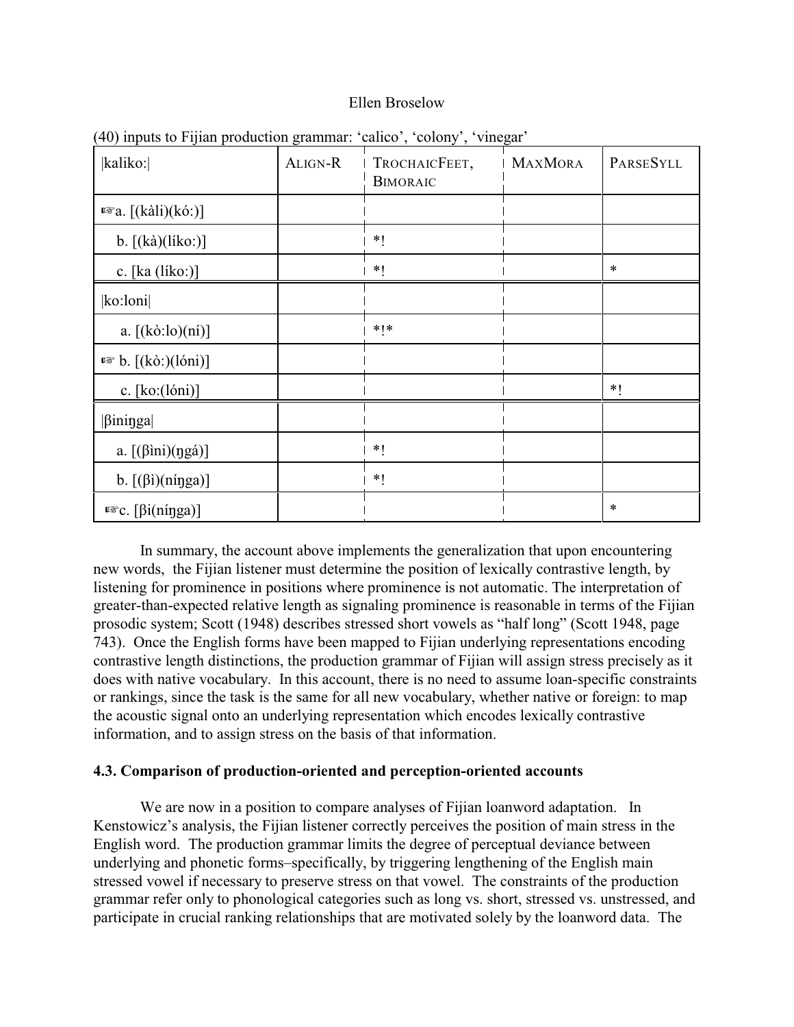(40) inputs to Fijian production grammar: 'calico', 'colony', 'vinegar'

| \|kaliko:\| | ALIGN-R | TROCHAICFEET, BIMORAIC | MAXMORA | PARSESYLL |
|---|---|---|---|---|
| ☞a. [(kàli)(kó:)] | | | | |
| b. [(kà)(líko:)] | | *! | | |
| c. [ka (líko:)] | | *! | | * |
| \|ko:loni\| | | | | |
| a. [(kò:lo)(ní)] | | *!* | | |
| ☞ b. [(kò:)(lóni)] | | | | |
| c. [ko:(lóni)] | | | | *! |
| \|βiniŋga\| | | | | |
| a. [(βìni)(ŋgá)] | | *! | | |
| b. [(βì)(níŋga)] | | *! | | |
| ☞c. [βi(níŋga)] | | | | * |

In summary, the account above implements the generalization that upon encountering new words, the Fijian listener must determine the position of lexically contrastive length, by listening for prominence in positions where prominence is not automatic. The interpretation of greater-than-expected relative length as signaling prominence is reasonable in terms of the Fijian prosodic system; Scott (1948) describes stressed short vowels as "half long" (Scott 1948, page 743). Once the English forms have been mapped to Fijian underlying representations encoding contrastive length distinctions, the production grammar of Fijian will assign stress precisely as it does with native vocabulary. In this account, there is no need to assume loan-specific constraints or rankings, since the task is the same for all new vocabulary, whether native or foreign: to map the acoustic signal onto an underlying representation which encodes lexically contrastive information, and to assign stress on the basis of that information.

### 4.3. Comparison of production-oriented and perception-oriented accounts

We are now in a position to compare analyses of Fijian loanword adaptation. In Kenstowicz's analysis, the Fijian listener correctly perceives the position of main stress in the English word. The production grammar limits the degree of perceptual deviance between underlying and phonetic forms–specifically, by triggering lengthening of the English main stressed vowel if necessary to preserve stress on that vowel. The constraints of the production grammar refer only to phonological categories such as long vs. short, stressed vs. unstressed, and participate in crucial ranking relationships that are motivated solely by the loanword data. The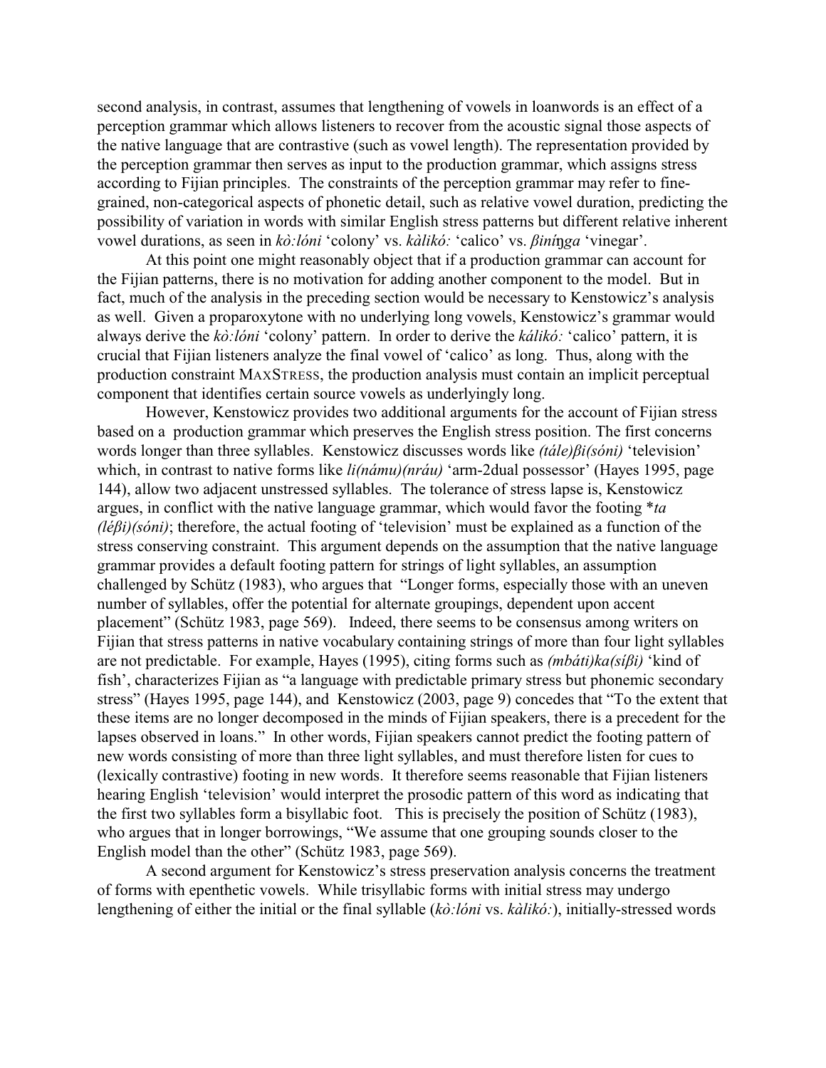second analysis, in contrast, assumes that lengthening of vowels in loanwords is an effect of a perception grammar which allows listeners to recover from the acoustic signal those aspects of the native language that are contrastive (such as vowel length). The representation provided by the perception grammar then serves as input to the production grammar, which assigns stress according to Fijian principles. The constraints of the perception grammar may refer to fine-grained, non-categorical aspects of phonetic detail, such as relative vowel duration, predicting the possibility of variation in words with similar English stress patterns but different relative inherent vowel durations, as seen in *kò:lóni* 'colony' vs. *kàlikó:* 'calico' vs. *βiníŋga* 'vinegar'.

At this point one might reasonably object that if a production grammar can account for the Fijian patterns, there is no motivation for adding another component to the model. But in fact, much of the analysis in the preceding section would be necessary to Kenstowicz's analysis as well. Given a proparoxytone with no underlying long vowels, Kenstowicz's grammar would always derive the *kò:lóni* 'colony' pattern. In order to derive the *kálikó:* 'calico' pattern, it is crucial that Fijian listeners analyze the final vowel of 'calico' as long. Thus, along with the production constraint MAXSTRESS, the production analysis must contain an implicit perceptual component that identifies certain source vowels as underlyingly long.

However, Kenstowicz provides two additional arguments for the account of Fijian stress based on a production grammar which preserves the English stress position. The first concerns words longer than three syllables. Kenstowicz discusses words like *(tále)βi(sóni)* 'television' which, in contrast to native forms like *li(námu)(nráu)* 'arm-2dual possessor' (Hayes 1995, page 144), allow two adjacent unstressed syllables. The tolerance of stress lapse is, Kenstowicz argues, in conflict with the native language grammar, which would favor the footing \**ta (léβi)(sóni)*; therefore, the actual footing of 'television' must be explained as a function of the stress conserving constraint. This argument depends on the assumption that the native language grammar provides a default footing pattern for strings of light syllables, an assumption challenged by Schütz (1983), who argues that "Longer forms, especially those with an uneven number of syllables, offer the potential for alternate groupings, dependent upon accent placement" (Schütz 1983, page 569). Indeed, there seems to be consensus among writers on Fijian that stress patterns in native vocabulary containing strings of more than four light syllables are not predictable. For example, Hayes (1995), citing forms such as *(mbáti)ka(síβi)* 'kind of fish', characterizes Fijian as "a language with predictable primary stress but phonemic secondary stress" (Hayes 1995, page 144), and Kenstowicz (2003, page 9) concedes that "To the extent that these items are no longer decomposed in the minds of Fijian speakers, there is a precedent for the lapses observed in loans." In other words, Fijian speakers cannot predict the footing pattern of new words consisting of more than three light syllables, and must therefore listen for cues to (lexically contrastive) footing in new words. It therefore seems reasonable that Fijian listeners hearing English 'television' would interpret the prosodic pattern of this word as indicating that the first two syllables form a bisyllabic foot. This is precisely the position of Schütz (1983), who argues that in longer borrowings, "We assume that one grouping sounds closer to the English model than the other" (Schütz 1983, page 569).

A second argument for Kenstowicz's stress preservation analysis concerns the treatment of forms with epenthetic vowels. While trisyllabic forms with initial stress may undergo lengthening of either the initial or the final syllable (*kò:lóni* vs. *kàlikó:*), initially-stressed words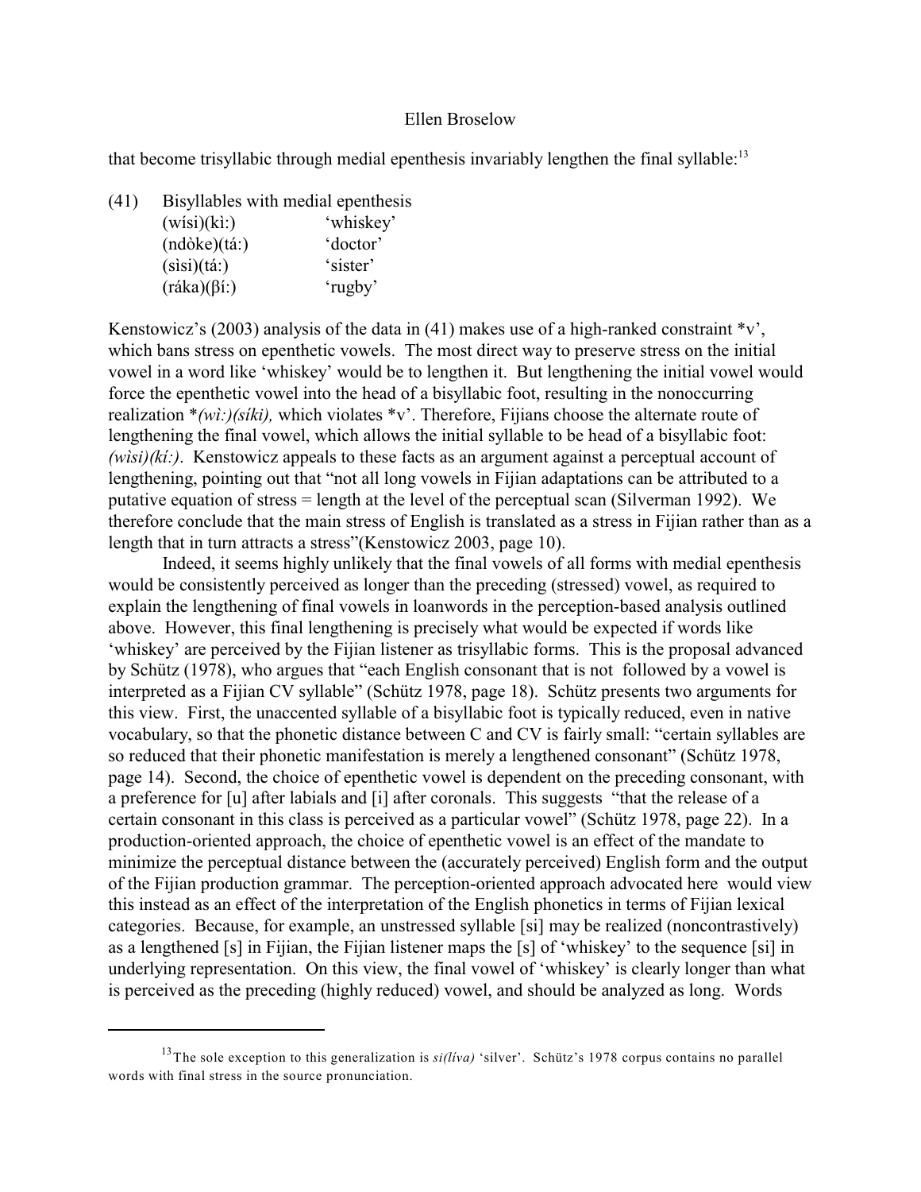that become trisyllabic through medial epenthesis invariably lengthen the final syllable:[13]

(41) Bisyllables with medial epenthesis

| | |
|---|---|
| (wísi)(kì:) | 'whiskey' |
| (ndòke)(tá:) | 'doctor' |
| (sìsi)(tá:) | 'sister' |
| (ráka)(βí:) | 'rugby' |

Kenstowicz's (2003) analysis of the data in (41) makes use of a high-ranked constraint *v', which bans stress on epenthetic vowels. The most direct way to preserve stress on the initial vowel in a word like 'whiskey' would be to lengthen it. But lengthening the initial vowel would force the epenthetic vowel into the head of a bisyllabic foot, resulting in the nonoccurring realization *(wì:)(síki), which violates *v'. Therefore, Fijians choose the alternate route of lengthening the final vowel, which allows the initial syllable to be head of a bisyllabic foot: *(wìsi)(kí:)*. Kenstowicz appeals to these facts as an argument against a perceptual account of lengthening, pointing out that "not all long vowels in Fijian adaptations can be attributed to a putative equation of stress = length at the level of the perceptual scan (Silverman 1992). We therefore conclude that the main stress of English is translated as a stress in Fijian rather than as a length that in turn attracts a stress"(Kenstowicz 2003, page 10).

Indeed, it seems highly unlikely that the final vowels of all forms with medial epenthesis would be consistently perceived as longer than the preceding (stressed) vowel, as required to explain the lengthening of final vowels in loanwords in the perception-based analysis outlined above. However, this final lengthening is precisely what would be expected if words like 'whiskey' are perceived by the Fijian listener as trisyllabic forms. This is the proposal advanced by Schütz (1978), who argues that "each English consonant that is not followed by a vowel is interpreted as a Fijian CV syllable" (Schütz 1978, page 18). Schütz presents two arguments for this view. First, the unaccented syllable of a bisyllabic foot is typically reduced, even in native vocabulary, so that the phonetic distance between C and CV is fairly small: "certain syllables are so reduced that their phonetic manifestation is merely a lengthened consonant" (Schütz 1978, page 14). Second, the choice of epenthetic vowel is dependent on the preceding consonant, with a preference for [u] after labials and [i] after coronals. This suggests "that the release of a certain consonant in this class is perceived as a particular vowel" (Schütz 1978, page 22). In a production-oriented approach, the choice of epenthetic vowel is an effect of the mandate to minimize the perceptual distance between the (accurately perceived) English form and the output of the Fijian production grammar. The perception-oriented approach advocated here would view this instead as an effect of the interpretation of the English phonetics in terms of Fijian lexical categories. Because, for example, an unstressed syllable [si] may be realized (noncontrastively) as a lengthened [s] in Fijian, the Fijian listener maps the [s] of 'whiskey' to the sequence [si] in underlying representation. On this view, the final vowel of 'whiskey' is clearly longer than what is perceived as the preceding (highly reduced) vowel, and should be analyzed as long. Words

---

[13] The sole exception to this generalization is *si(líva)* 'silver'. Schütz's 1978 corpus contains no parallel words with final stress in the source pronunciation.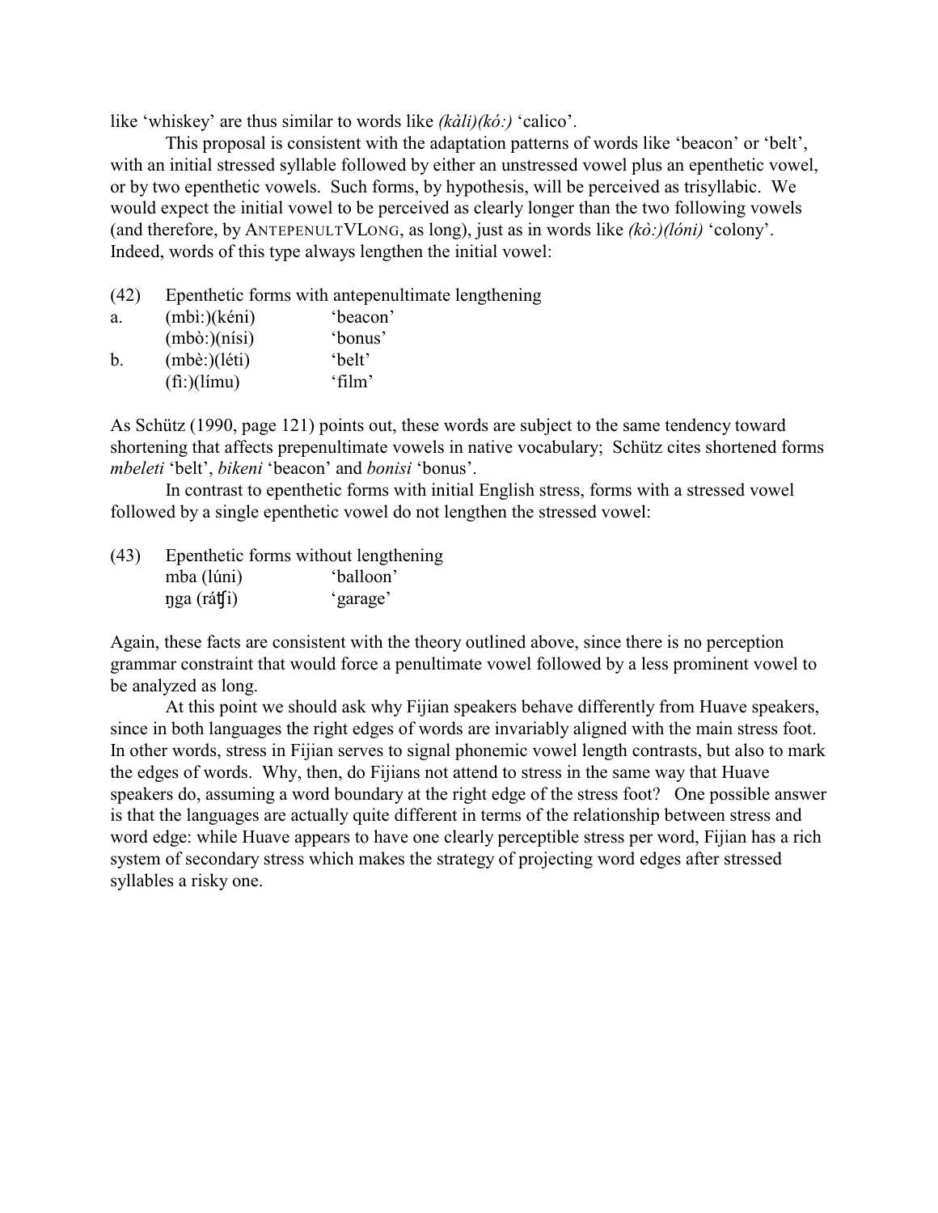like 'whiskey' are thus similar to words like *(kàli)(kó:)* 'calico'.

This proposal is consistent with the adaptation patterns of words like 'beacon' or 'belt', with an initial stressed syllable followed by either an unstressed vowel plus an epenthetic vowel, or by two epenthetic vowels. Such forms, by hypothesis, will be perceived as trisyllabic. We would expect the initial vowel to be perceived as clearly longer than the two following vowels (and therefore, by ANTEPENULTVLONG, as long), just as in words like *(kò:)(lóni)* 'colony'. Indeed, words of this type always lengthen the initial vowel:

(42) Epenthetic forms with antepenultimate lengthening

| | | |
|---|---|---|
| a. | (mbì:)(kéni) | 'beacon' |
| | (mbò:)(nísi) | 'bonus' |
| b. | (mbè:)(léti) | 'belt' |
| | (fì:)(límu) | 'film' |

As Schütz (1990, page 121) points out, these words are subject to the same tendency toward shortening that affects prepenultimate vowels in native vocabulary; Schütz cites shortened forms *mbeleti* 'belt', *bikeni* 'beacon' and *bonisi* 'bonus'.

In contrast to epenthetic forms with initial English stress, forms with a stressed vowel followed by a single epenthetic vowel do not lengthen the stressed vowel:

(43) Epenthetic forms without lengthening

| | |
|---|---|
| mba (lúni) | 'balloon' |
| ŋga (ráʧi) | 'garage' |

Again, these facts are consistent with the theory outlined above, since there is no perception grammar constraint that would force a penultimate vowel followed by a less prominent vowel to be analyzed as long.

At this point we should ask why Fijian speakers behave differently from Huave speakers, since in both languages the right edges of words are invariably aligned with the main stress foot. In other words, stress in Fijian serves to signal phonemic vowel length contrasts, but also to mark the edges of words. Why, then, do Fijians not attend to stress in the same way that Huave speakers do, assuming a word boundary at the right edge of the stress foot? One possible answer is that the languages are actually quite different in terms of the relationship between stress and word edge: while Huave appears to have one clearly perceptible stress per word, Fijian has a rich system of secondary stress which makes the strategy of projecting word edges after stressed syllables a risky one.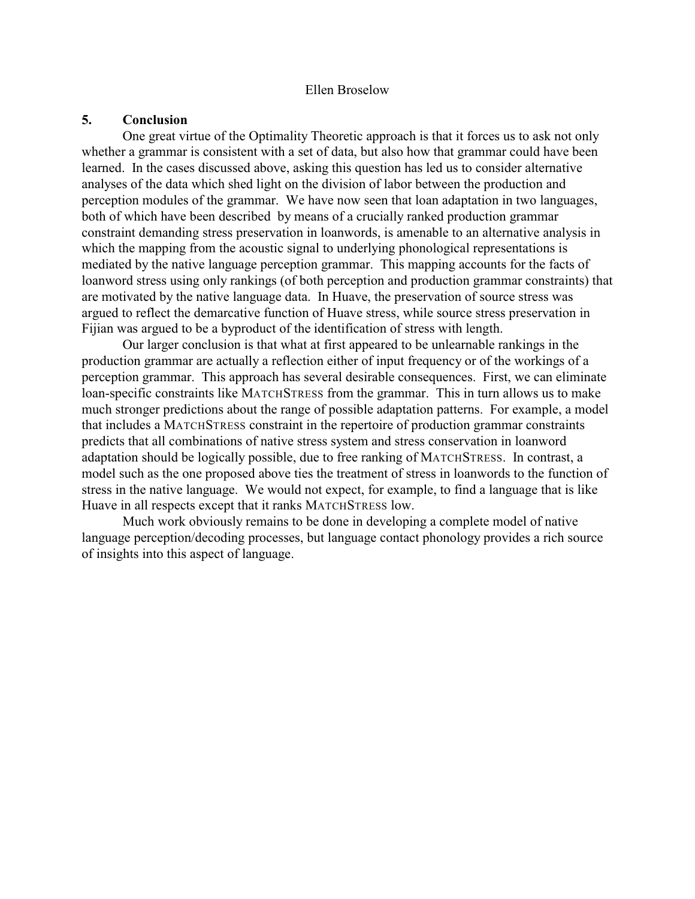## 5. Conclusion

One great virtue of the Optimality Theoretic approach is that it forces us to ask not only whether a grammar is consistent with a set of data, but also how that grammar could have been learned. In the cases discussed above, asking this question has led us to consider alternative analyses of the data which shed light on the division of labor between the production and perception modules of the grammar. We have now seen that loan adaptation in two languages, both of which have been described by means of a crucially ranked production grammar constraint demanding stress preservation in loanwords, is amenable to an alternative analysis in which the mapping from the acoustic signal to underlying phonological representations is mediated by the native language perception grammar. This mapping accounts for the facts of loanword stress using only rankings (of both perception and production grammar constraints) that are motivated by the native language data. In Huave, the preservation of source stress was argued to reflect the demarcative function of Huave stress, while source stress preservation in Fijian was argued to be a byproduct of the identification of stress with length.

Our larger conclusion is that what at first appeared to be unlearnable rankings in the production grammar are actually a reflection either of input frequency or of the workings of a perception grammar. This approach has several desirable consequences. First, we can eliminate loan-specific constraints like MATCHSTRESS from the grammar. This in turn allows us to make much stronger predictions about the range of possible adaptation patterns. For example, a model that includes a MATCHSTRESS constraint in the repertoire of production grammar constraints predicts that all combinations of native stress system and stress conservation in loanword adaptation should be logically possible, due to free ranking of MATCHSTRESS. In contrast, a model such as the one proposed above ties the treatment of stress in loanwords to the function of stress in the native language. We would not expect, for example, to find a language that is like Huave in all respects except that it ranks MATCHSTRESS low.

Much work obviously remains to be done in developing a complete model of native language perception/decoding processes, but language contact phonology provides a rich source of insights into this aspect of language.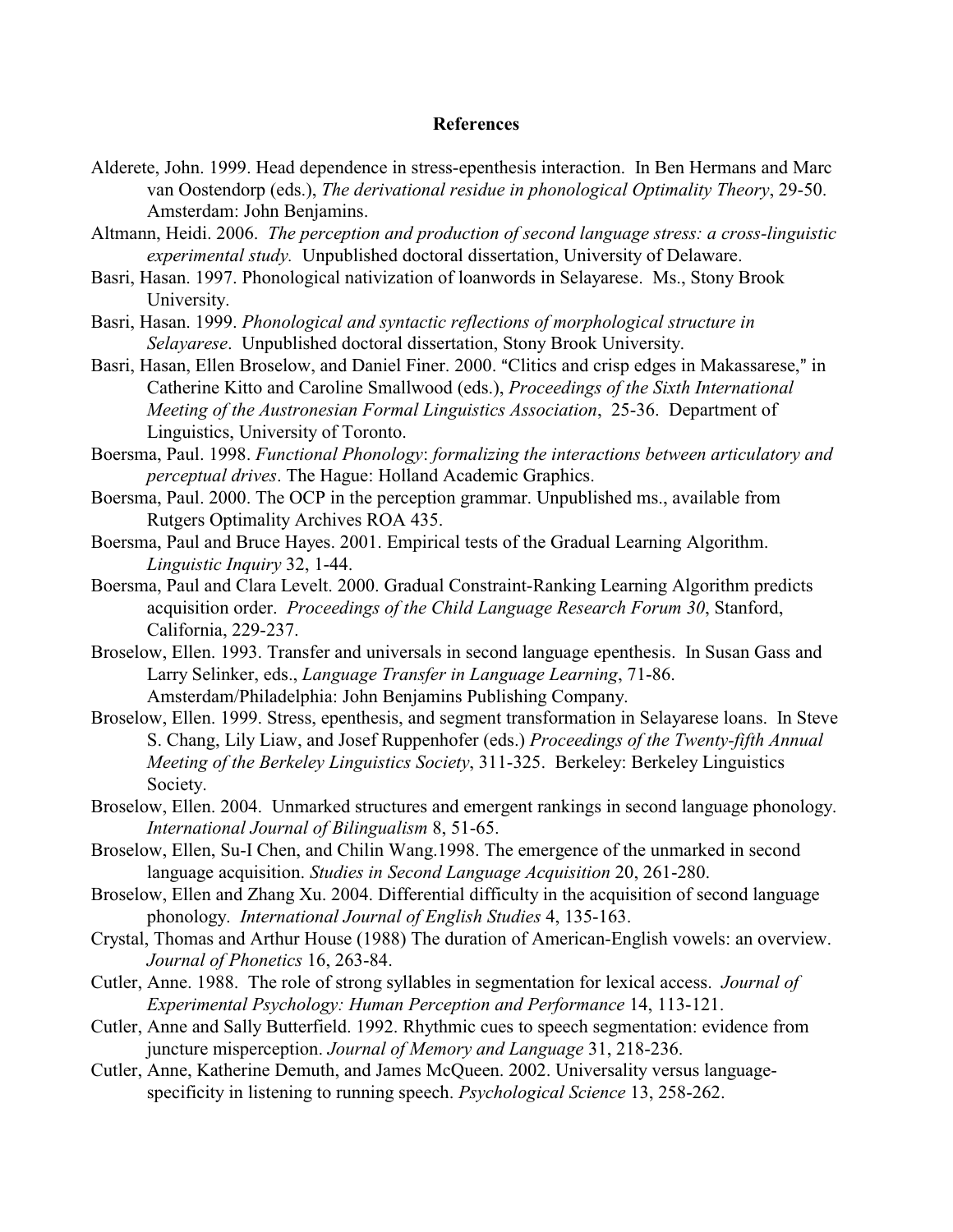# References

Alderete, John. 1999. Head dependence in stress-epenthesis interaction. In Ben Hermans and Marc van Oostendorp (eds.), *The derivational residue in phonological Optimality Theory*, 29-50. Amsterdam: John Benjamins.

Altmann, Heidi. 2006. *The perception and production of second language stress: a cross-linguistic experimental study.* Unpublished doctoral dissertation, University of Delaware.

Basri, Hasan. 1997. Phonological nativization of loanwords in Selayarese. Ms., Stony Brook University.

Basri, Hasan. 1999. *Phonological and syntactic reflections of morphological structure in Selayarese*. Unpublished doctoral dissertation, Stony Brook University.

Basri, Hasan, Ellen Broselow, and Daniel Finer. 2000. "Clitics and crisp edges in Makassarese," in Catherine Kitto and Caroline Smallwood (eds.), *Proceedings of the Sixth International Meeting of the Austronesian Formal Linguistics Association*, 25-36. Department of Linguistics, University of Toronto.

Boersma, Paul. 1998. *Functional Phonology*: *formalizing the interactions between articulatory and perceptual drives*. The Hague: Holland Academic Graphics.

Boersma, Paul. 2000. The OCP in the perception grammar. Unpublished ms., available from Rutgers Optimality Archives ROA 435.

Boersma, Paul and Bruce Hayes. 2001. Empirical tests of the Gradual Learning Algorithm. *Linguistic Inquiry* 32, 1-44.

Boersma, Paul and Clara Levelt. 2000. Gradual Constraint-Ranking Learning Algorithm predicts acquisition order. *Proceedings of the Child Language Research Forum 30*, Stanford, California, 229-237.

Broselow, Ellen. 1993. Transfer and universals in second language epenthesis. In Susan Gass and Larry Selinker, eds., *Language Transfer in Language Learning*, 71-86. Amsterdam/Philadelphia: John Benjamins Publishing Company.

Broselow, Ellen. 1999. Stress, epenthesis, and segment transformation in Selayarese loans. In Steve S. Chang, Lily Liaw, and Josef Ruppenhofer (eds.) *Proceedings of the Twenty-fifth Annual Meeting of the Berkeley Linguistics Society*, 311-325. Berkeley: Berkeley Linguistics Society.

Broselow, Ellen. 2004. Unmarked structures and emergent rankings in second language phonology. *International Journal of Bilingualism* 8, 51-65.

Broselow, Ellen, Su-I Chen, and Chilin Wang.1998. The emergence of the unmarked in second language acquisition. *Studies in Second Language Acquisition* 20, 261-280.

Broselow, Ellen and Zhang Xu. 2004. Differential difficulty in the acquisition of second language phonology. *International Journal of English Studies* 4, 135-163.

Crystal, Thomas and Arthur House (1988) The duration of American-English vowels: an overview. *Journal of Phonetics* 16, 263-84.

Cutler, Anne. 1988. The role of strong syllables in segmentation for lexical access. *Journal of Experimental Psychology: Human Perception and Performance* 14, 113-121.

Cutler, Anne and Sally Butterfield. 1992. Rhythmic cues to speech segmentation: evidence from juncture misperception. *Journal of Memory and Language* 31, 218-236.

Cutler, Anne, Katherine Demuth, and James McQueen. 2002. Universality versus language-specificity in listening to running speech. *Psychological Science* 13, 258-262.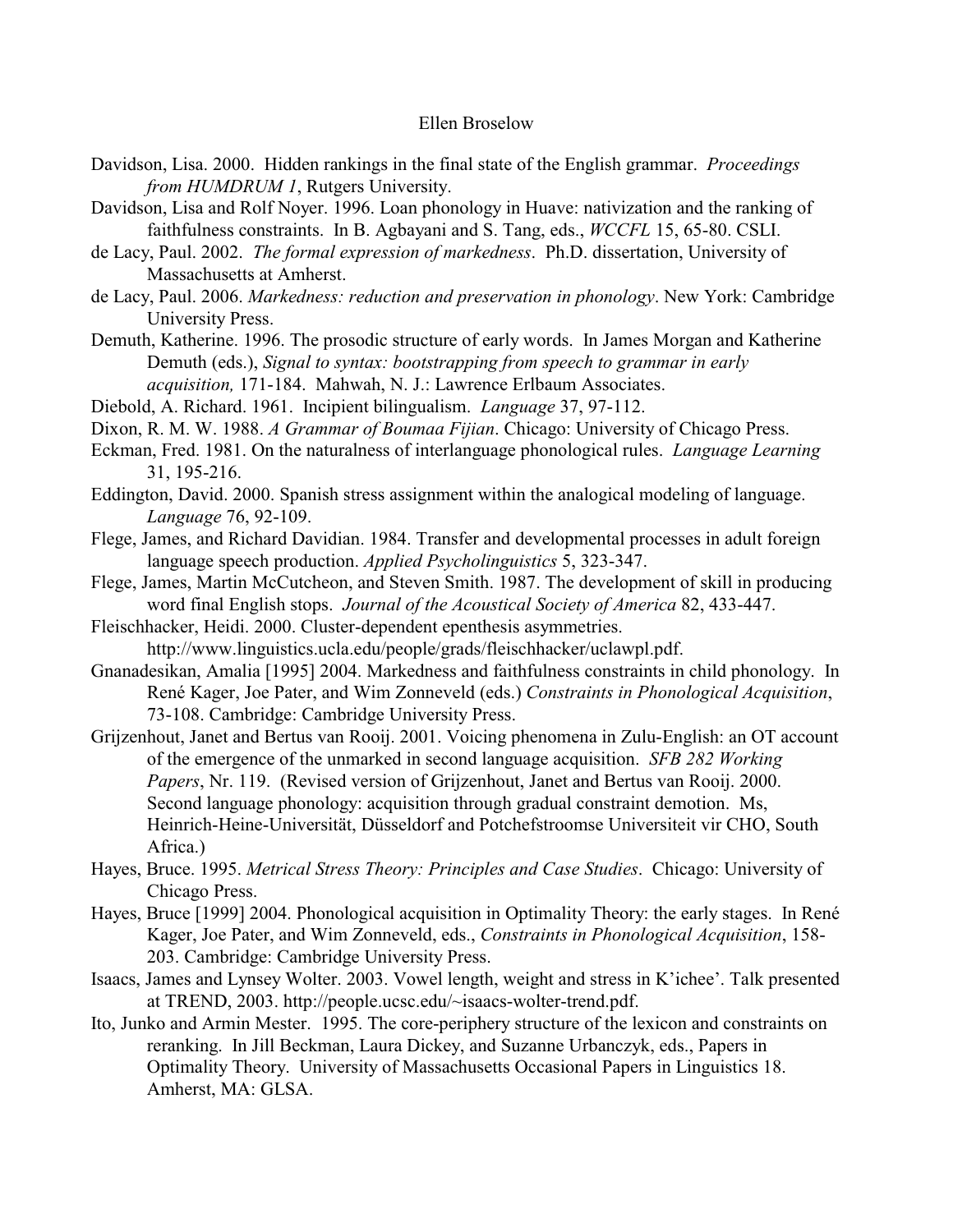Davidson, Lisa. 2000. Hidden rankings in the final state of the English grammar. *Proceedings from HUMDRUM 1*, Rutgers University.

Davidson, Lisa and Rolf Noyer. 1996. Loan phonology in Huave: nativization and the ranking of faithfulness constraints. In B. Agbayani and S. Tang, eds., *WCCFL* 15, 65-80. CSLI.

de Lacy, Paul. 2002. *The formal expression of markedness*. Ph.D. dissertation, University of Massachusetts at Amherst.

de Lacy, Paul. 2006. *Markedness: reduction and preservation in phonology*. New York: Cambridge University Press.

Demuth, Katherine. 1996. The prosodic structure of early words. In James Morgan and Katherine Demuth (eds.), *Signal to syntax: bootstrapping from speech to grammar in early acquisition,* 171-184. Mahwah, N. J.: Lawrence Erlbaum Associates.

Diebold, A. Richard. 1961. Incipient bilingualism. *Language* 37, 97-112.

Dixon, R. M. W. 1988. *A Grammar of Boumaa Fijian*. Chicago: University of Chicago Press.

Eckman, Fred. 1981. On the naturalness of interlanguage phonological rules. *Language Learning* 31, 195-216.

Eddington, David. 2000. Spanish stress assignment within the analogical modeling of language. *Language* 76, 92-109.

Flege, James, and Richard Davidian. 1984. Transfer and developmental processes in adult foreign language speech production. *Applied Psycholinguistics* 5, 323-347.

Flege, James, Martin McCutcheon, and Steven Smith. 1987. The development of skill in producing word final English stops. *Journal of the Acoustical Society of America* 82, 433-447.

Fleischhacker, Heidi. 2000. Cluster-dependent epenthesis asymmetries. http://www.linguistics.ucla.edu/people/grads/fleischhacker/uclawpl.pdf.

Gnanadesikan, Amalia [1995] 2004. Markedness and faithfulness constraints in child phonology. In René Kager, Joe Pater, and Wim Zonneveld (eds.) *Constraints in Phonological Acquisition*, 73-108. Cambridge: Cambridge University Press.

Grijzenhout, Janet and Bertus van Rooij. 2001. Voicing phenomena in Zulu-English: an OT account of the emergence of the unmarked in second language acquisition. *SFB 282 Working Papers*, Nr. 119. (Revised version of Grijzenhout, Janet and Bertus van Rooij. 2000. Second language phonology: acquisition through gradual constraint demotion. Ms, Heinrich-Heine-Universität, Düsseldorf and Potchefstroomse Universiteit vir CHO, South Africa.)

Hayes, Bruce. 1995. *Metrical Stress Theory: Principles and Case Studies*. Chicago: University of Chicago Press.

Hayes, Bruce [1999] 2004. Phonological acquisition in Optimality Theory: the early stages. In René Kager, Joe Pater, and Wim Zonneveld, eds., *Constraints in Phonological Acquisition*, 158-203. Cambridge: Cambridge University Press.

Isaacs, James and Lynsey Wolter. 2003. Vowel length, weight and stress in K'ichee'. Talk presented at TREND, 2003. http://people.ucsc.edu/~isaacs-wolter-trend.pdf.

Ito, Junko and Armin Mester. 1995. The core-periphery structure of the lexicon and constraints on reranking. In Jill Beckman, Laura Dickey, and Suzanne Urbanczyk, eds., Papers in Optimality Theory. University of Massachusetts Occasional Papers in Linguistics 18. Amherst, MA: GLSA.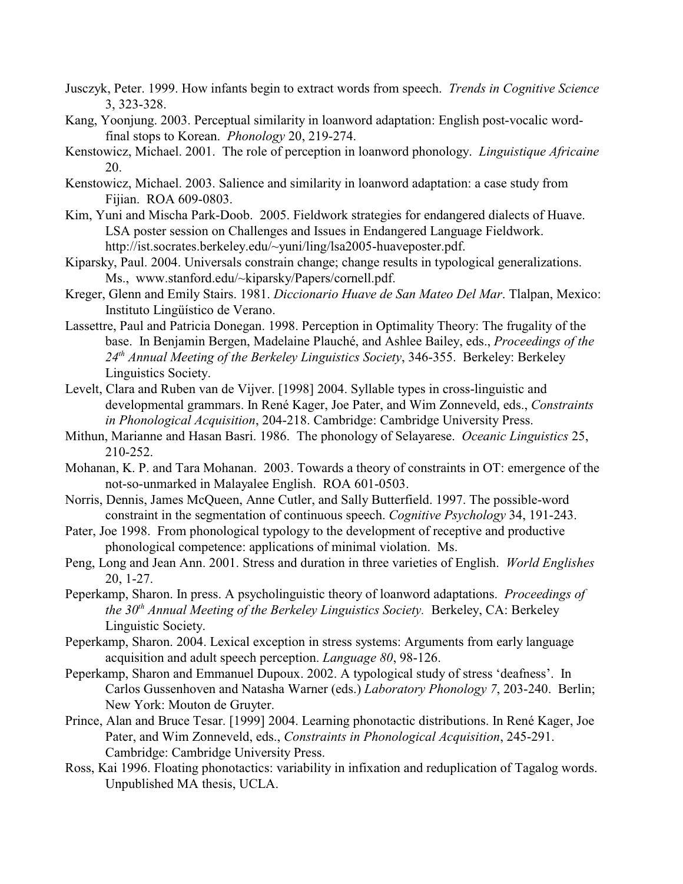Jusczyk, Peter. 1999. How infants begin to extract words from speech. *Trends in Cognitive Science* 3, 323-328.

Kang, Yoonjung. 2003. Perceptual similarity in loanword adaptation: English post-vocalic word-final stops to Korean. *Phonology* 20, 219-274.

Kenstowicz, Michael. 2001. The role of perception in loanword phonology. *Linguistique Africaine* 20.

Kenstowicz, Michael. 2003. Salience and similarity in loanword adaptation: a case study from Fijian. ROA 609-0803.

Kim, Yuni and Mischa Park-Doob. 2005. Fieldwork strategies for endangered dialects of Huave. LSA poster session on Challenges and Issues in Endangered Language Fieldwork. http://ist.socrates.berkeley.edu/~yuni/ling/lsa2005-huaveposter.pdf.

Kiparsky, Paul. 2004. Universals constrain change; change results in typological generalizations. Ms., www.stanford.edu/~kiparsky/Papers/cornell.pdf.

Kreger, Glenn and Emily Stairs. 1981. *Diccionario Huave de San Mateo Del Mar*. Tlalpan, Mexico: Instituto Lingüístico de Verano.

Lassettre, Paul and Patricia Donegan. 1998. Perception in Optimality Theory: The frugality of the base. In Benjamin Bergen, Madelaine Plauché, and Ashlee Bailey, eds., *Proceedings of the 24th Annual Meeting of the Berkeley Linguistics Society*, 346-355. Berkeley: Berkeley Linguistics Society.

Levelt, Clara and Ruben van de Vijver. [1998] 2004. Syllable types in cross-linguistic and developmental grammars. In René Kager, Joe Pater, and Wim Zonneveld, eds., *Constraints in Phonological Acquisition*, 204-218. Cambridge: Cambridge University Press.

Mithun, Marianne and Hasan Basri. 1986. The phonology of Selayarese. *Oceanic Linguistics* 25, 210-252.

Mohanan, K. P. and Tara Mohanan. 2003. Towards a theory of constraints in OT: emergence of the not-so-unmarked in Malayalee English. ROA 601-0503.

Norris, Dennis, James McQueen, Anne Cutler, and Sally Butterfield. 1997. The possible-word constraint in the segmentation of continuous speech. *Cognitive Psychology* 34, 191-243.

Pater, Joe 1998. From phonological typology to the development of receptive and productive phonological competence: applications of minimal violation. Ms.

Peng, Long and Jean Ann. 2001. Stress and duration in three varieties of English. *World Englishes* 20, 1-27.

Peperkamp, Sharon. In press. A psycholinguistic theory of loanword adaptations. *Proceedings of the 30th Annual Meeting of the Berkeley Linguistics Society.* Berkeley, CA: Berkeley Linguistic Society.

Peperkamp, Sharon. 2004. Lexical exception in stress systems: Arguments from early language acquisition and adult speech perception. *Language 80*, 98-126.

Peperkamp, Sharon and Emmanuel Dupoux. 2002. A typological study of stress 'deafness'. In Carlos Gussenhoven and Natasha Warner (eds.) *Laboratory Phonology 7*, 203-240. Berlin; New York: Mouton de Gruyter.

Prince, Alan and Bruce Tesar. [1999] 2004. Learning phonotactic distributions. In René Kager, Joe Pater, and Wim Zonneveld, eds., *Constraints in Phonological Acquisition*, 245-291. Cambridge: Cambridge University Press.

Ross, Kai 1996. Floating phonotactics: variability in infixation and reduplication of Tagalog words. Unpublished MA thesis, UCLA.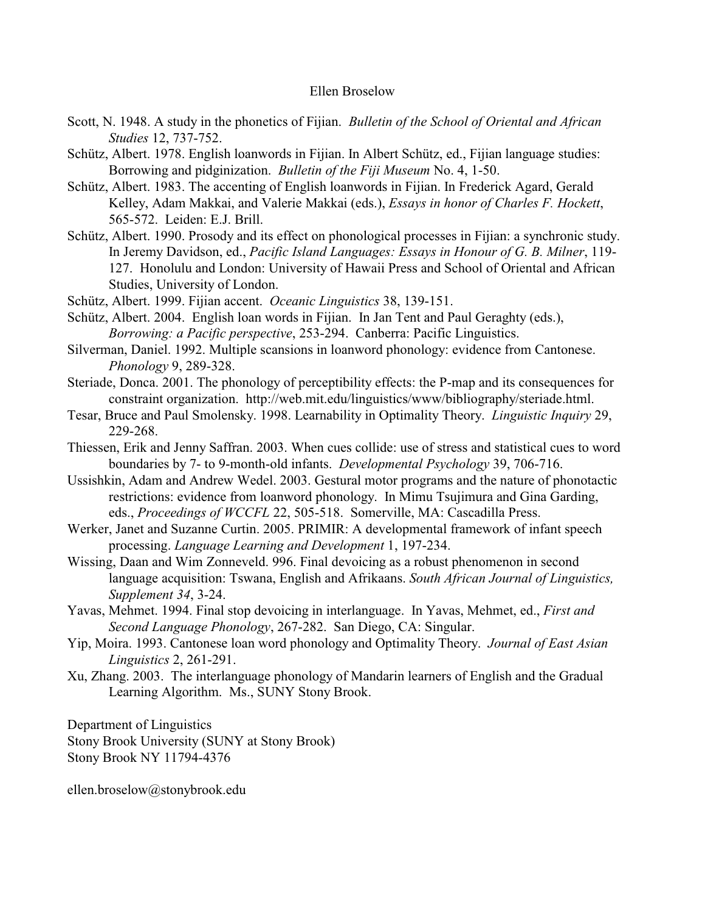Scott, N. 1948. A study in the phonetics of Fijian. *Bulletin of the School of Oriental and African Studies* 12, 737-752.

Schütz, Albert. 1978. English loanwords in Fijian. In Albert Schütz, ed., Fijian language studies: Borrowing and pidginization. *Bulletin of the Fiji Museum* No. 4, 1-50.

Schütz, Albert. 1983. The accenting of English loanwords in Fijian. In Frederick Agard, Gerald Kelley, Adam Makkai, and Valerie Makkai (eds.), *Essays in honor of Charles F. Hockett*, 565-572. Leiden: E.J. Brill.

Schütz, Albert. 1990. Prosody and its effect on phonological processes in Fijian: a synchronic study. In Jeremy Davidson, ed., *Pacific Island Languages: Essays in Honour of G. B. Milner*, 119-127. Honolulu and London: University of Hawaii Press and School of Oriental and African Studies, University of London.

Schütz, Albert. 1999. Fijian accent. *Oceanic Linguistics* 38, 139-151.

Schütz, Albert. 2004. English loan words in Fijian. In Jan Tent and Paul Geraghty (eds.), *Borrowing: a Pacific perspective*, 253-294. Canberra: Pacific Linguistics.

Silverman, Daniel. 1992. Multiple scansions in loanword phonology: evidence from Cantonese. *Phonology* 9, 289-328.

Steriade, Donca. 2001. The phonology of perceptibility effects: the P-map and its consequences for constraint organization. http://web.mit.edu/linguistics/www/bibliography/steriade.html.

Tesar, Bruce and Paul Smolensky. 1998. Learnability in Optimality Theory. *Linguistic Inquiry* 29, 229-268.

Thiessen, Erik and Jenny Saffran. 2003. When cues collide: use of stress and statistical cues to word boundaries by 7- to 9-month-old infants. *Developmental Psychology* 39, 706-716.

Ussishkin, Adam and Andrew Wedel. 2003. Gestural motor programs and the nature of phonotactic restrictions: evidence from loanword phonology. In Mimu Tsujimura and Gina Garding, eds., *Proceedings of WCCFL* 22, 505-518. Somerville, MA: Cascadilla Press.

Werker, Janet and Suzanne Curtin. 2005. PRIMIR: A developmental framework of infant speech processing. *Language Learning and Development* 1, 197-234.

Wissing, Daan and Wim Zonneveld. 996. Final devoicing as a robust phenomenon in second language acquisition: Tswana, English and Afrikaans. *South African Journal of Linguistics, Supplement 34*, 3-24.

Yavas, Mehmet. 1994. Final stop devoicing in interlanguage. In Yavas, Mehmet, ed., *First and Second Language Phonology*, 267-282. San Diego, CA: Singular.

Yip, Moira. 1993. Cantonese loan word phonology and Optimality Theory. *Journal of East Asian Linguistics* 2, 261-291.

Xu, Zhang. 2003. The interlanguage phonology of Mandarin learners of English and the Gradual Learning Algorithm. Ms., SUNY Stony Brook.

Department of Linguistics
Stony Brook University (SUNY at Stony Brook)
Stony Brook NY 11794-4376

ellen.broselow@stonybrook.edu